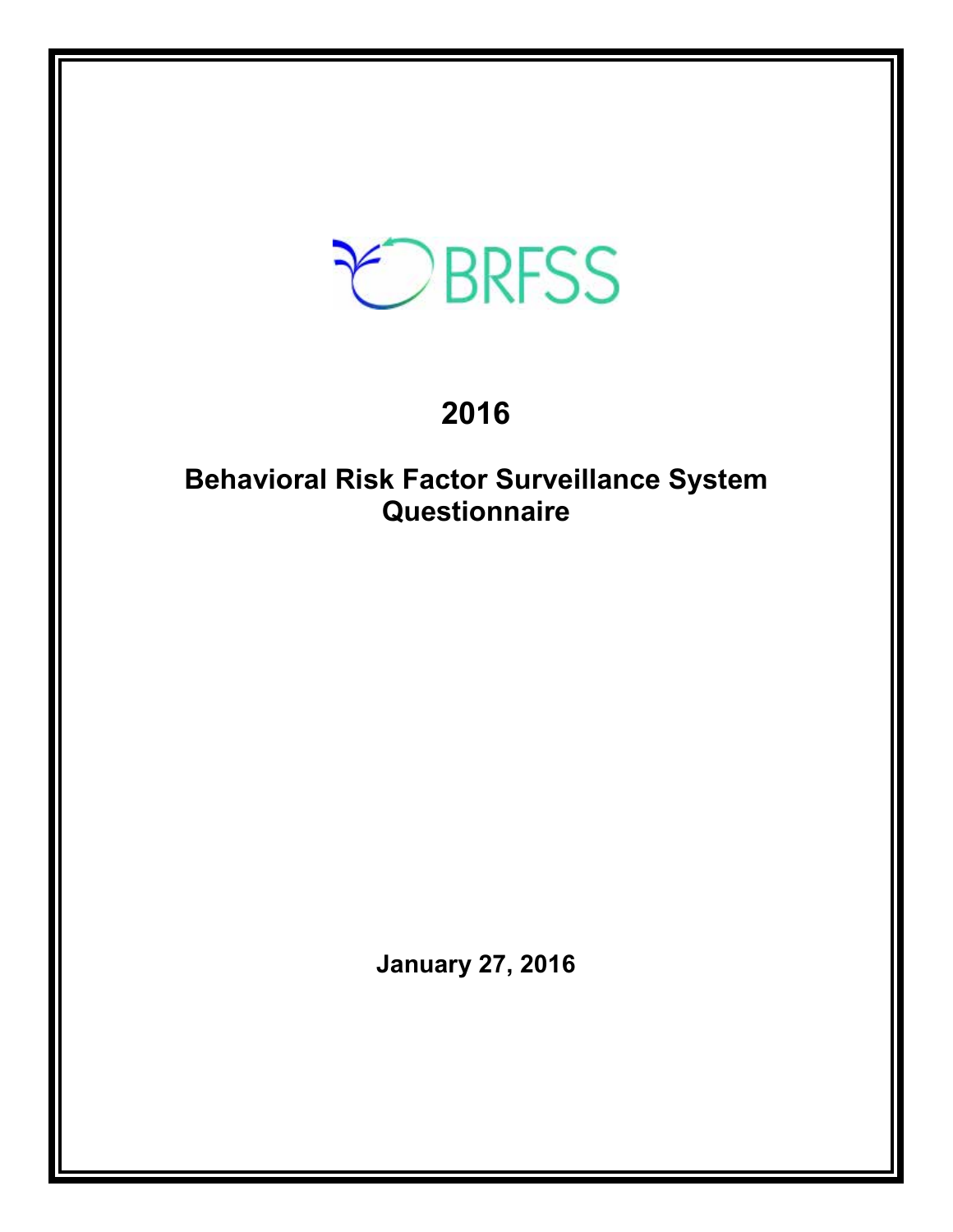BRFSS

# 2016

## Behavioral Risk Factor Surveillance System Questionnaire

**January 27, 2016**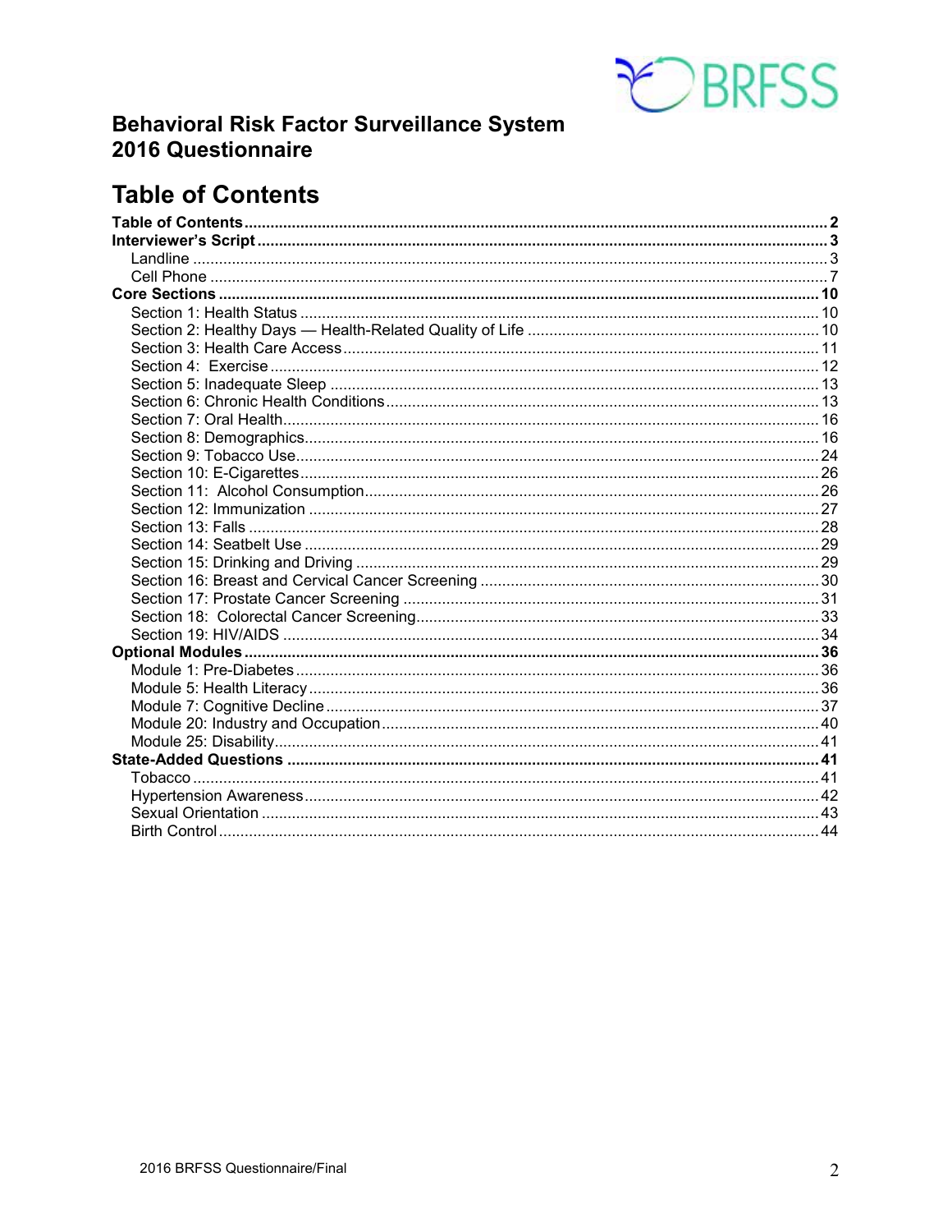# Behavioral Risk Factor Surveillance System 2016 Questionnaire

## Table of Contents

**Table of Contents** ..... **2**
**Interviewer's Script** ..... **3**
- Landline ..... 3
- Cell Phone ..... 7

**Core Sections** ..... **10**
- Section 1: Health Status ..... 10
- Section 2: Healthy Days — Health-Related Quality of Life ..... 10
- Section 3: Health Care Access ..... 11
- Section 4: Exercise ..... 12
- Section 5: Inadequate Sleep ..... 13
- Section 6: Chronic Health Conditions ..... 13
- Section 7: Oral Health ..... 16
- Section 8: Demographics ..... 16
- Section 9: Tobacco Use ..... 24
- Section 10: E-Cigarettes ..... 26
- Section 11: Alcohol Consumption ..... 26
- Section 12: Immunization ..... 27
- Section 13: Falls ..... 28
- Section 14: Seatbelt Use ..... 29
- Section 15: Drinking and Driving ..... 29
- Section 16: Breast and Cervical Cancer Screening ..... 30
- Section 17: Prostate Cancer Screening ..... 31
- Section 18: Colorectal Cancer Screening ..... 33
- Section 19: HIV/AIDS ..... 34

**Optional Modules** ..... **36**
- Module 1: Pre-Diabetes ..... 36
- Module 5: Health Literacy ..... 36
- Module 7: Cognitive Decline ..... 37
- Module 20: Industry and Occupation ..... 40
- Module 25: Disability ..... 41

**State-Added Questions** ..... **41**
- Tobacco ..... 41
- Hypertension Awareness ..... 42
- Sexual Orientation ..... 43
- Birth Control ..... 44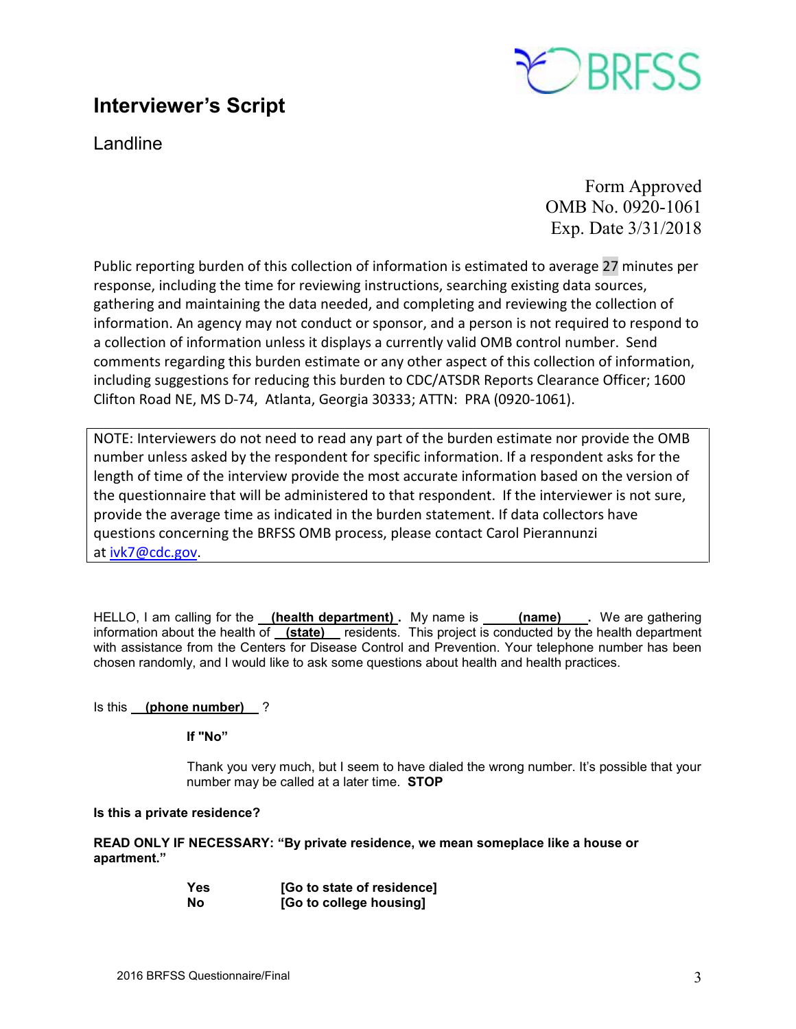# Interviewer's Script

Landline

Form Approved
OMB No. 0920-1061
Exp. Date 3/31/2018

Public reporting burden of this collection of information is estimated to average 27 minutes per response, including the time for reviewing instructions, searching existing data sources, gathering and maintaining the data needed, and completing and reviewing the collection of information. An agency may not conduct or sponsor, and a person is not required to respond to a collection of information unless it displays a currently valid OMB control number. Send comments regarding this burden estimate or any other aspect of this collection of information, including suggestions for reducing this burden to CDC/ATSDR Reports Clearance Officer; 1600 Clifton Road NE, MS D-74, Atlanta, Georgia 30333; ATTN: PRA (0920-1061).

NOTE: Interviewers do not need to read any part of the burden estimate nor provide the OMB number unless asked by the respondent for specific information. If a respondent asks for the length of time of the interview provide the most accurate information based on the version of the questionnaire that will be administered to that respondent. If the interviewer is not sure, provide the average time as indicated in the burden statement. If data collectors have questions concerning the BRFSS OMB process, please contact Carol Pierannunzi at ivk7@cdc.gov.

HELLO, I am calling for the **(health department)**. My name is **(name)**. We are gathering information about the health of **(state)** residents. This project is conducted by the health department with assistance from the Centers for Disease Control and Prevention. Your telephone number has been chosen randomly, and I would like to ask some questions about health and health practices.

Is this **(phone number)** ?

**If "No"**

Thank you very much, but I seem to have dialed the wrong number. It's possible that your number may be called at a later time. **STOP**

**Is this a private residence?**

**READ ONLY IF NECESSARY: "By private residence, we mean someplace like a house or apartment."**

**Yes** **[Go to state of residence]**
**No** **[Go to college housing]**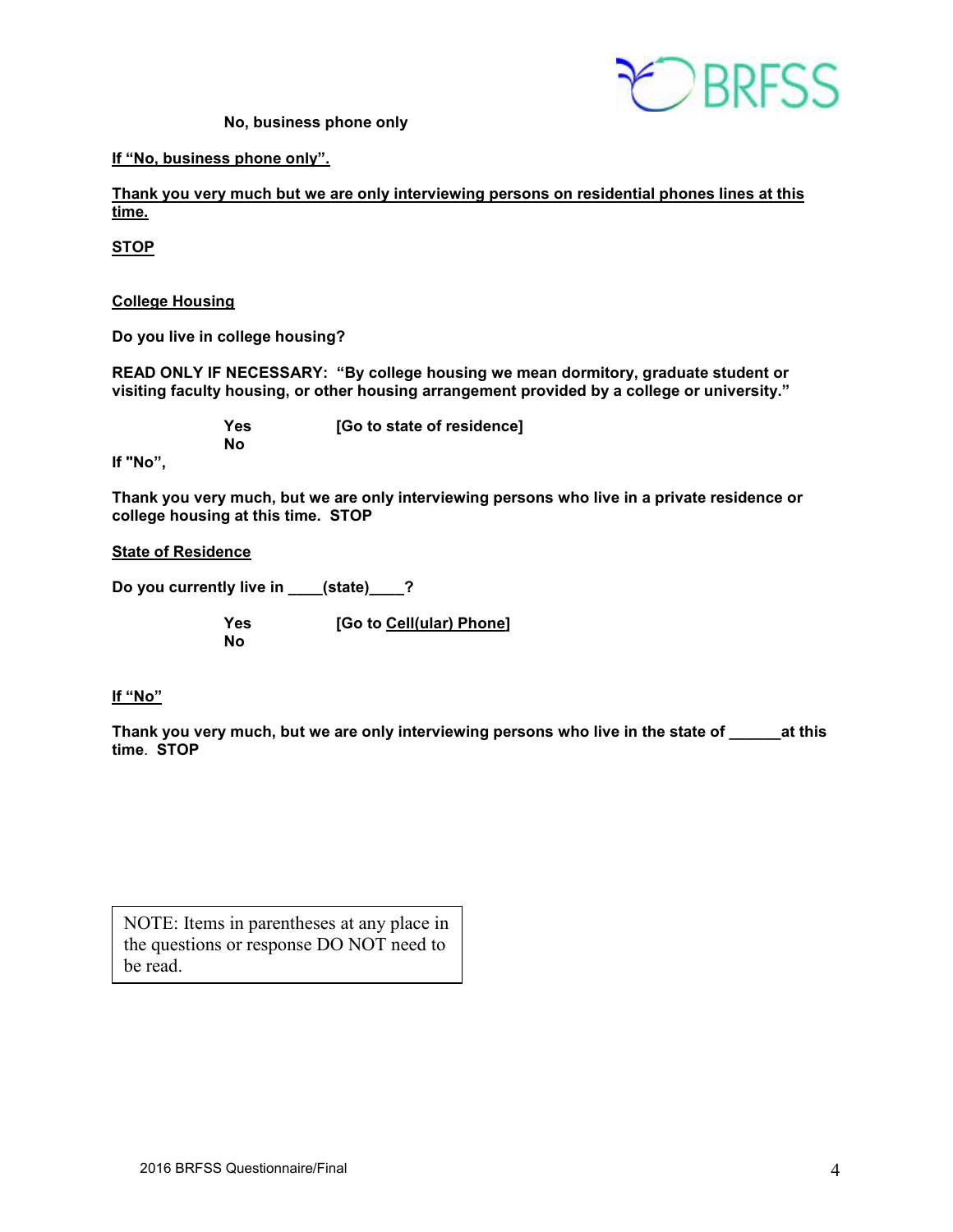**No, business phone only**

**If "No, business phone only".**

**Thank you very much but we are only interviewing persons on residential phones lines at this time.**

**STOP**

**College Housing**

**Do you live in college housing?**

**READ ONLY IF NECESSARY: "By college housing we mean dormitory, graduate student or visiting faculty housing, or other housing arrangement provided by a college or university."**

**Yes** **[Go to state of residence]**
**No**

**If "No",**

**Thank you very much, but we are only interviewing persons who live in a private residence or college housing at this time. STOP**

**State of Residence**

**Do you currently live in ____(state)____?**

**Yes** **[Go to Cell(ular) Phone]**
**No**

**If "No"**

**Thank you very much, but we are only interviewing persons who live in the state of ______at this time. STOP**

NOTE: Items in parentheses at any place in the questions or response DO NOT need to be read.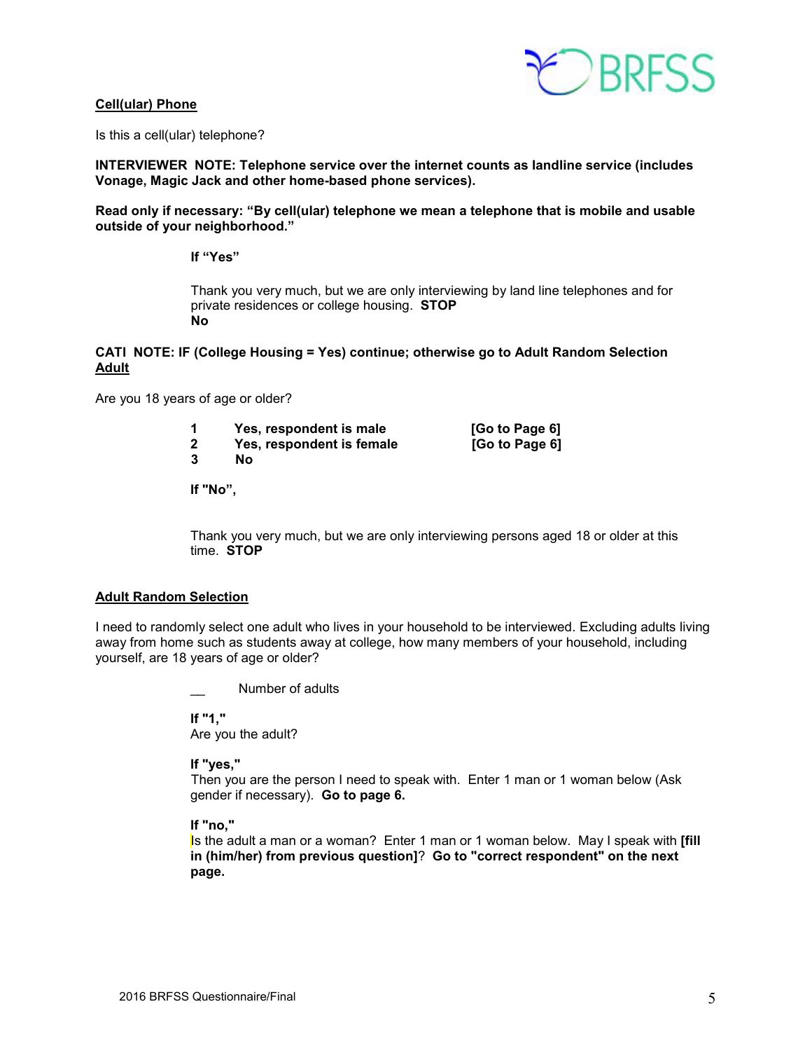**Cell(ular) Phone**

Is this a cell(ular) telephone?

**INTERVIEWER NOTE: Telephone service over the internet counts as landline service (includes Vonage, Magic Jack and other home-based phone services).**

**Read only if necessary: "By cell(ular) telephone we mean a telephone that is mobile and usable outside of your neighborhood."**

**If "Yes"**

Thank you very much, but we are only interviewing by land line telephones and for private residences or college housing. **STOP**

**No**

**CATI NOTE: IF (College Housing = Yes) continue; otherwise go to Adult Random Selection**

**Adult**

Are you 18 years of age or older?

| | | |
|---|---|---|
| **1** | **Yes, respondent is male** | **[Go to Page 6]** |
| **2** | **Yes, respondent is female** | **[Go to Page 6]** |
| **3** | **No** | |

**If "No",**

Thank you very much, but we are only interviewing persons aged 18 or older at this time. **STOP**

**Adult Random Selection**

I need to randomly select one adult who lives in your household to be interviewed. Excluding adults living away from home such as students away at college, how many members of your household, including yourself, are 18 years of age or older?

__ Number of adults

**If "1,"**
Are you the adult?

**If "yes,"**
Then you are the person I need to speak with. Enter 1 man or 1 woman below (Ask gender if necessary). **Go to page 6.**

**If "no,"**
Is the adult a man or a woman? Enter 1 man or 1 woman below. May I speak with **[fill in (him/her) from previous question]**? **Go to "correct respondent" on the next page.**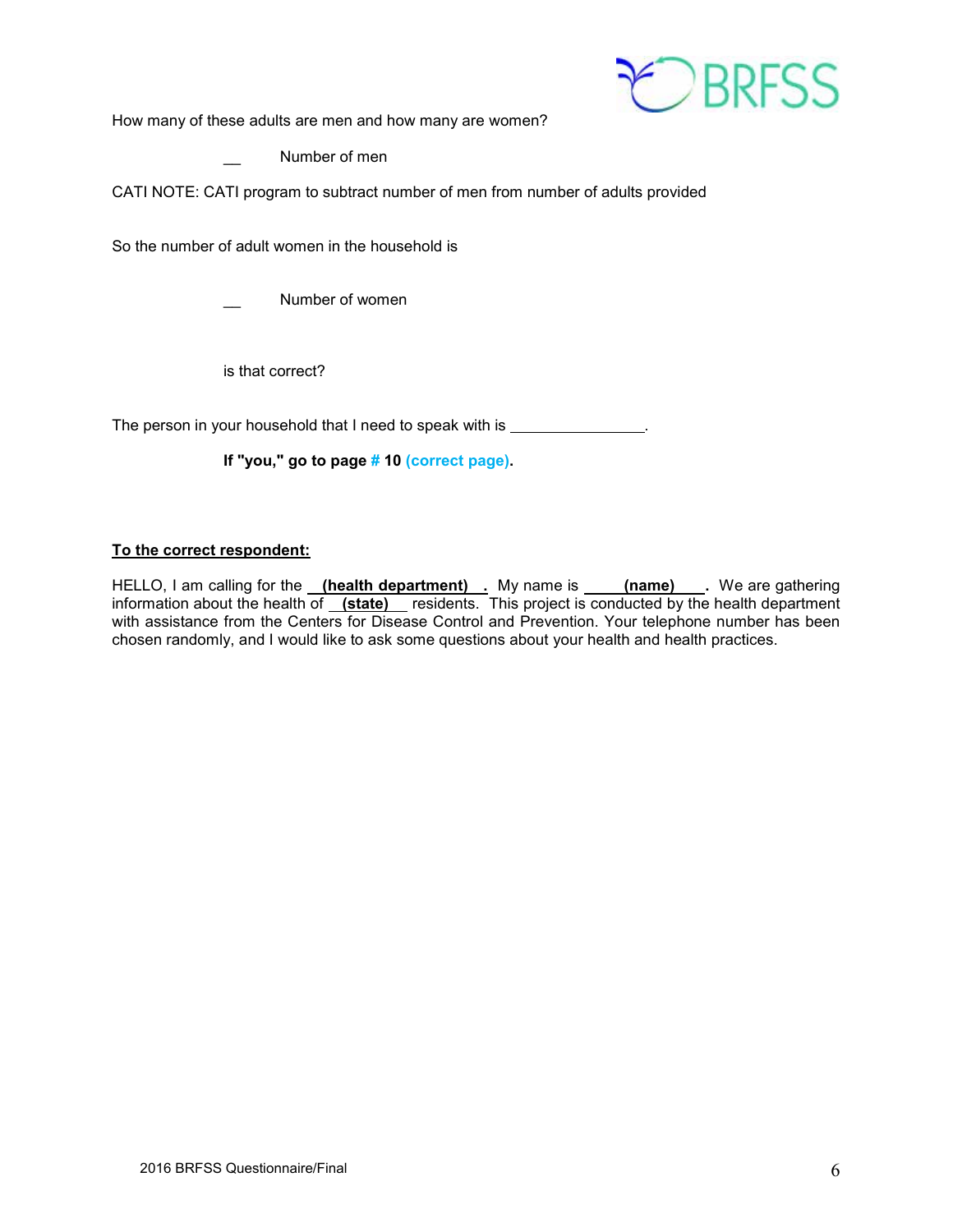How many of these adults are men and how many are women?

__ Number of men

CATI NOTE: CATI program to subtract number of men from number of adults provided

So the number of adult women in the household is

__ Number of women

is that correct?

The person in your household that I need to speak with is ________________.

**If "you," go to page # 10 (correct page).**

**<u>To the correct respondent:</u>**

HELLO, I am calling for the **__(health department)__**. My name is **____(name)____**. We are gathering information about the health of **__(state)__** residents. This project is conducted by the health department with assistance from the Centers for Disease Control and Prevention. Your telephone number has been chosen randomly, and I would like to ask some questions about your health and health practices.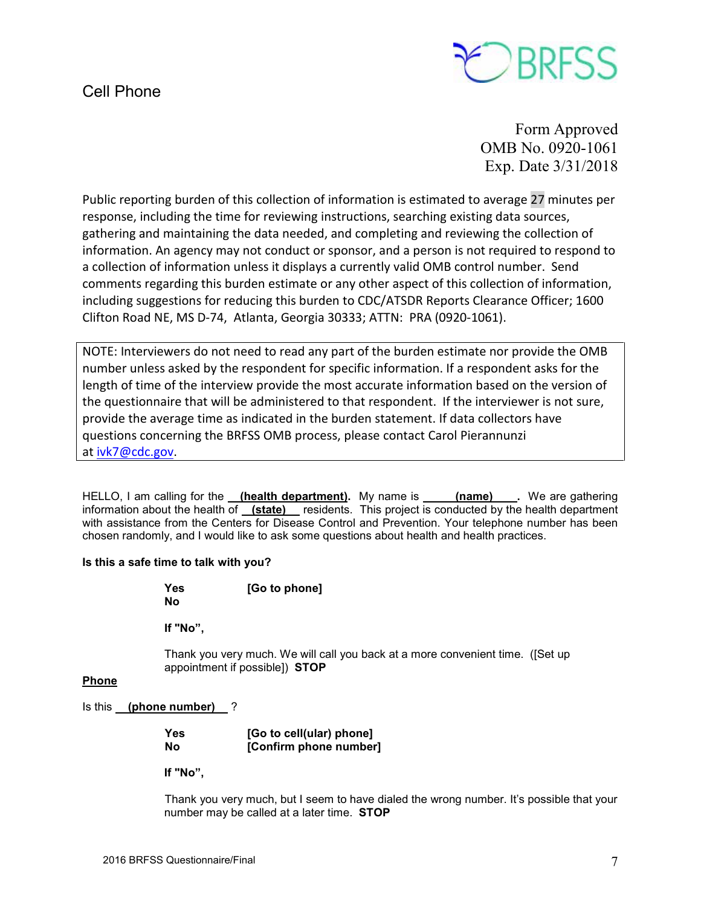# Cell Phone

Form Approved
OMB No. 0920-1061
Exp. Date 3/31/2018

Public reporting burden of this collection of information is estimated to average 27 minutes per response, including the time for reviewing instructions, searching existing data sources, gathering and maintaining the data needed, and completing and reviewing the collection of information. An agency may not conduct or sponsor, and a person is not required to respond to a collection of information unless it displays a currently valid OMB control number. Send comments regarding this burden estimate or any other aspect of this collection of information, including suggestions for reducing this burden to CDC/ATSDR Reports Clearance Officer; 1600 Clifton Road NE, MS D-74, Atlanta, Georgia 30333; ATTN: PRA (0920-1061).

> NOTE: Interviewers do not need to read any part of the burden estimate nor provide the OMB number unless asked by the respondent for specific information. If a respondent asks for the length of time of the interview provide the most accurate information based on the version of the questionnaire that will be administered to that respondent. If the interviewer is not sure, provide the average time as indicated in the burden statement. If data collectors have questions concerning the BRFSS OMB process, please contact Carol Pierannunzi at ivk7@cdc.gov.

HELLO, I am calling for the **(health department)**. My name is **(name)**. We are gathering information about the health of **(state)** residents. This project is conducted by the health department with assistance from the Centers for Disease Control and Prevention. Your telephone number has been chosen randomly, and I would like to ask some questions about health and health practices.

**Is this a safe time to talk with you?**

**Yes** **[Go to phone]**
**No**

**If "No",**

Thank you very much. We will call you back at a more convenient time. ([Set up appointment if possible]) **STOP**

**Phone**

Is this **(phone number)** ?

**Yes** **[Go to cell(ular) phone]**
**No** **[Confirm phone number]**

**If "No",**

Thank you very much, but I seem to have dialed the wrong number. It's possible that your number may be called at a later time. **STOP**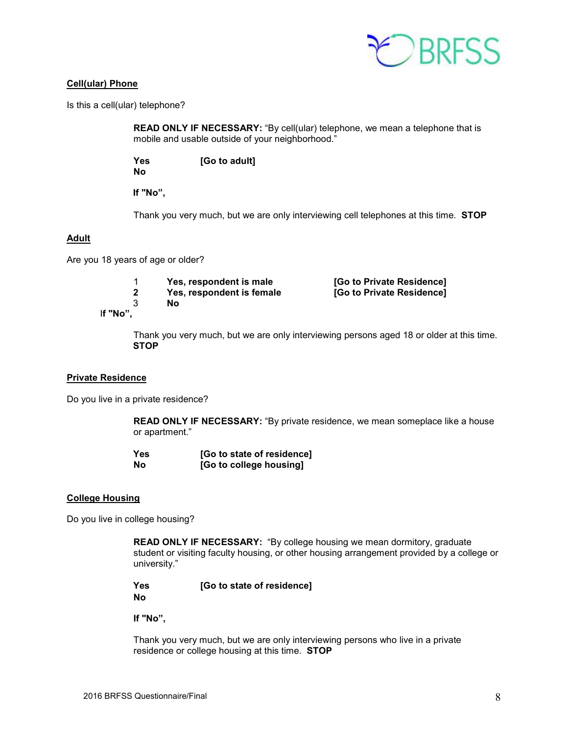## Cell(ular) Phone

Is this a cell(ular) telephone?

**READ ONLY IF NECESSARY:** "By cell(ular) telephone, we mean a telephone that is mobile and usable outside of your neighborhood."

**Yes** **[Go to adult]**
**No**

**If "No",**

Thank you very much, but we are only interviewing cell telephones at this time. **STOP**

## Adult

Are you 18 years of age or older?

1 **Yes, respondent is male** **[Go to Private Residence]**
**2** **Yes, respondent is female** **[Go to Private Residence]**
3 **No**

If **"No",**

Thank you very much, but we are only interviewing persons aged 18 or older at this time. **STOP**

## Private Residence

Do you live in a private residence?

**READ ONLY IF NECESSARY:** "By private residence, we mean someplace like a house or apartment."

**Yes** **[Go to state of residence]**
**No** **[Go to college housing]**

## College Housing

Do you live in college housing?

**READ ONLY IF NECESSARY:** "By college housing we mean dormitory, graduate student or visiting faculty housing, or other housing arrangement provided by a college or university."

**Yes** **[Go to state of residence]**
**No**

**If "No",**

Thank you very much, but we are only interviewing persons who live in a private residence or college housing at this time. **STOP**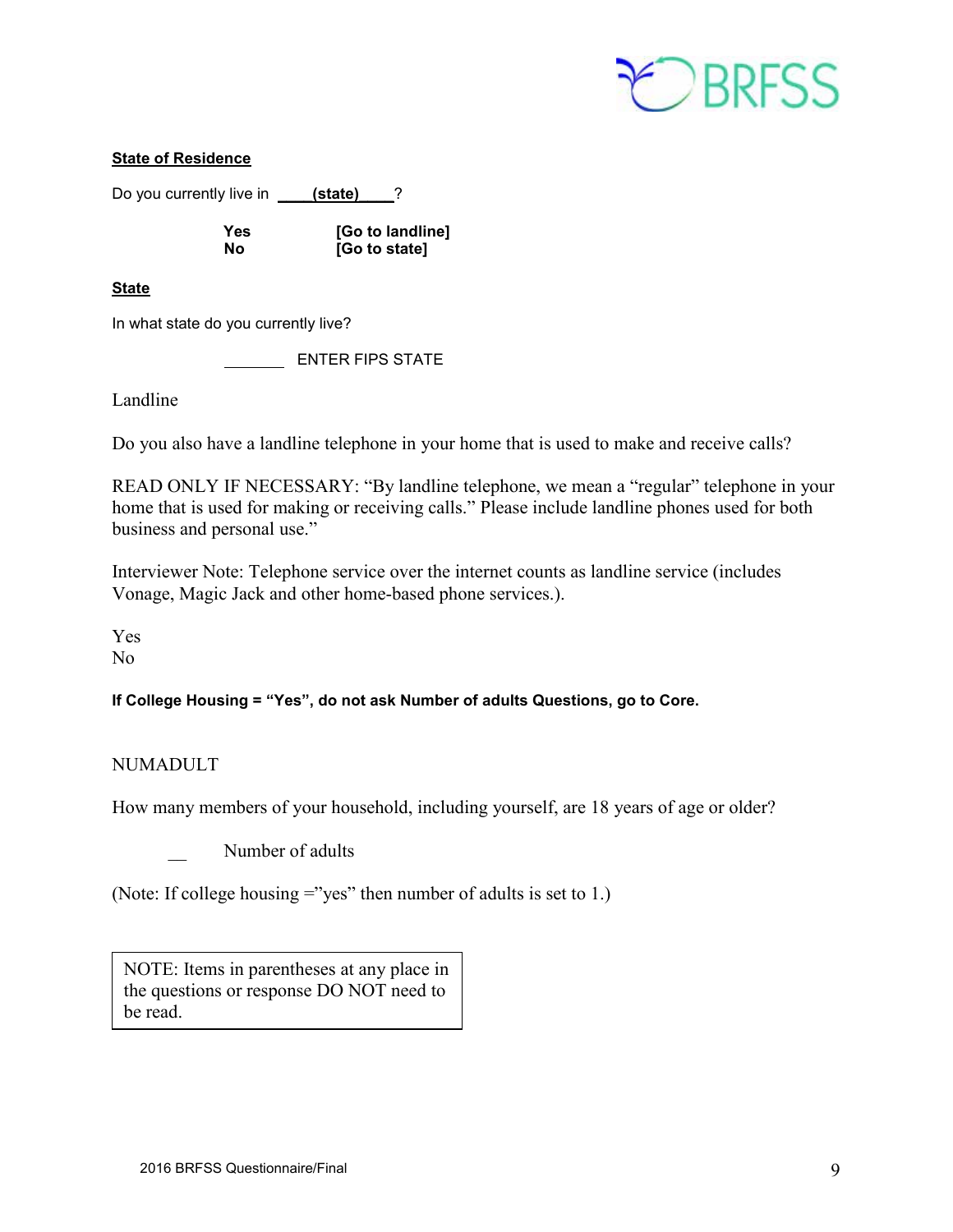**State of Residence**

Do you currently live in ____**(state)**____?

|  |  |
|---|---|
| **Yes** | **[Go to landline]** |
| **No** | **[Go to state]** |

**State**

In what state do you currently live?

_______ ENTER FIPS STATE

Landline

Do you also have a landline telephone in your home that is used to make and receive calls?

READ ONLY IF NECESSARY: "By landline telephone, we mean a "regular" telephone in your home that is used for making or receiving calls." Please include landline phones used for both business and personal use."

Interviewer Note: Telephone service over the internet counts as landline service (includes Vonage, Magic Jack and other home-based phone services.).

Yes
No

**If College Housing = "Yes", do not ask Number of adults Questions, go to Core.**

NUMADULT

How many members of your household, including yourself, are 18 years of age or older?

__ Number of adults

(Note: If college housing ="yes" then number of adults is set to 1.)

> NOTE: Items in parentheses at any place in the questions or response DO NOT need to be read.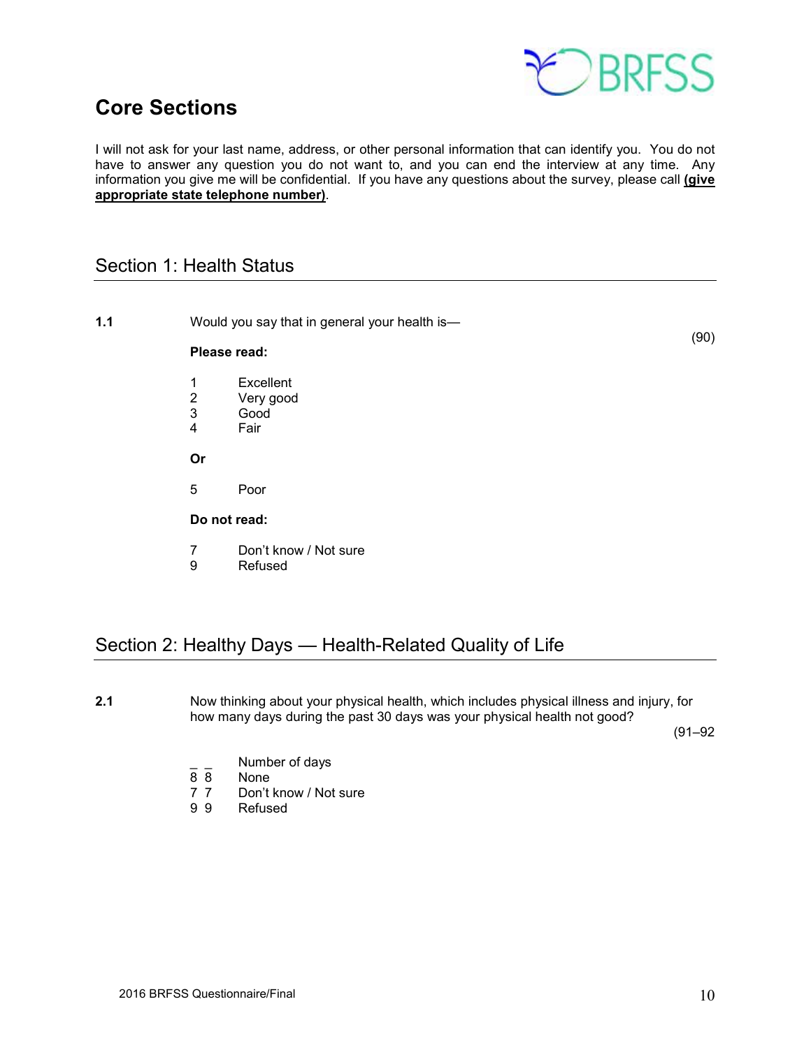# Core Sections

I will not ask for your last name, address, or other personal information that can identify you. You do not have to answer any question you do not want to, and you can end the interview at any time. Any information you give me will be confidential. If you have any questions about the survey, please call **(give appropriate state telephone number)**.

## Section 1: Health Status

**1.1** Would you say that in general your health is—

(90)

**Please read:**

1 Excellent
2 Very good
3 Good
4 Fair

**Or**

5 Poor

**Do not read:**

7 Don't know / Not sure
9 Refused

## Section 2: Healthy Days — Health-Related Quality of Life

**2.1** Now thinking about your physical health, which includes physical illness and injury, for how many days during the past 30 days was your physical health not good?

(91–92

_ _ Number of days
8 8 None
7 7 Don't know / Not sure
9 9 Refused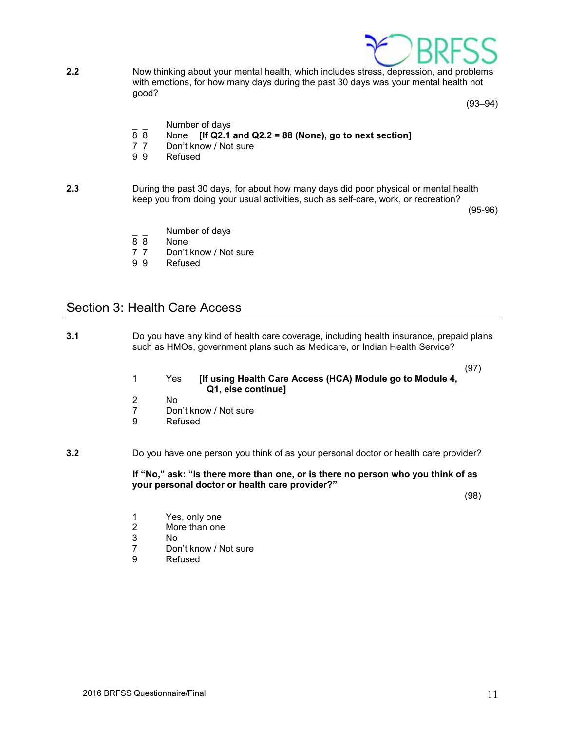**2.2** Now thinking about your mental health, which includes stress, depression, and problems with emotions, for how many days during the past 30 days was your mental health not good?

(93–94)

_ _ Number of days
8 8 None **[If Q2.1 and Q2.2 = 88 (None), go to next section]**
7 7 Don't know / Not sure
9 9 Refused

**2.3** During the past 30 days, for about how many days did poor physical or mental health keep you from doing your usual activities, such as self-care, work, or recreation?

(95-96)

_ _ Number of days
8 8 None
7 7 Don't know / Not sure
9 9 Refused

## Section 3: Health Care Access

**3.1** Do you have any kind of health care coverage, including health insurance, prepaid plans such as HMOs, government plans such as Medicare, or Indian Health Service?

(97)

1 Yes **[If using Health Care Access (HCA) Module go to Module 4, Q1, else continue]**
2 No
7 Don't know / Not sure
9 Refused

**3.2** Do you have one person you think of as your personal doctor or health care provider?

**If "No," ask: "Is there more than one, or is there no person who you think of as your personal doctor or health care provider?"**

(98)

1 Yes, only one
2 More than one
3 No
7 Don't know / Not sure
9 Refused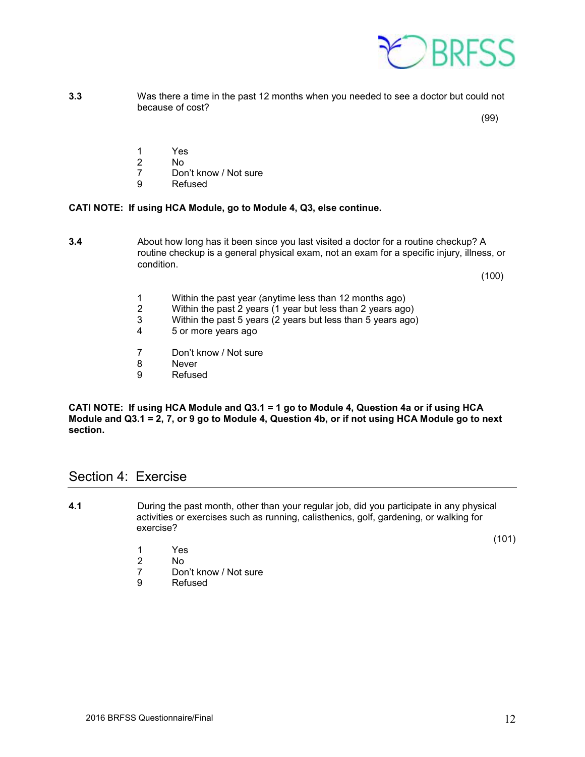**3.3** Was there a time in the past 12 months when you needed to see a doctor but could not because of cost?

(99)

1 Yes
2 No
7 Don't know / Not sure
9 Refused

**CATI NOTE: If using HCA Module, go to Module 4, Q3, else continue.**

**3.4** About how long has it been since you last visited a doctor for a routine checkup? A routine checkup is a general physical exam, not an exam for a specific injury, illness, or condition.

(100)

1 Within the past year (anytime less than 12 months ago)
2 Within the past 2 years (1 year but less than 2 years ago)
3 Within the past 5 years (2 years but less than 5 years ago)
4 5 or more years ago

7 Don't know / Not sure
8 Never
9 Refused

**CATI NOTE: If using HCA Module and Q3.1 = 1 go to Module 4, Question 4a or if using HCA Module and Q3.1 = 2, 7, or 9 go to Module 4, Question 4b, or if not using HCA Module go to next section.**

## Section 4: Exercise

**4.1** During the past month, other than your regular job, did you participate in any physical activities or exercises such as running, calisthenics, golf, gardening, or walking for exercise?

(101)

1 Yes
2 No
7 Don't know / Not sure
9 Refused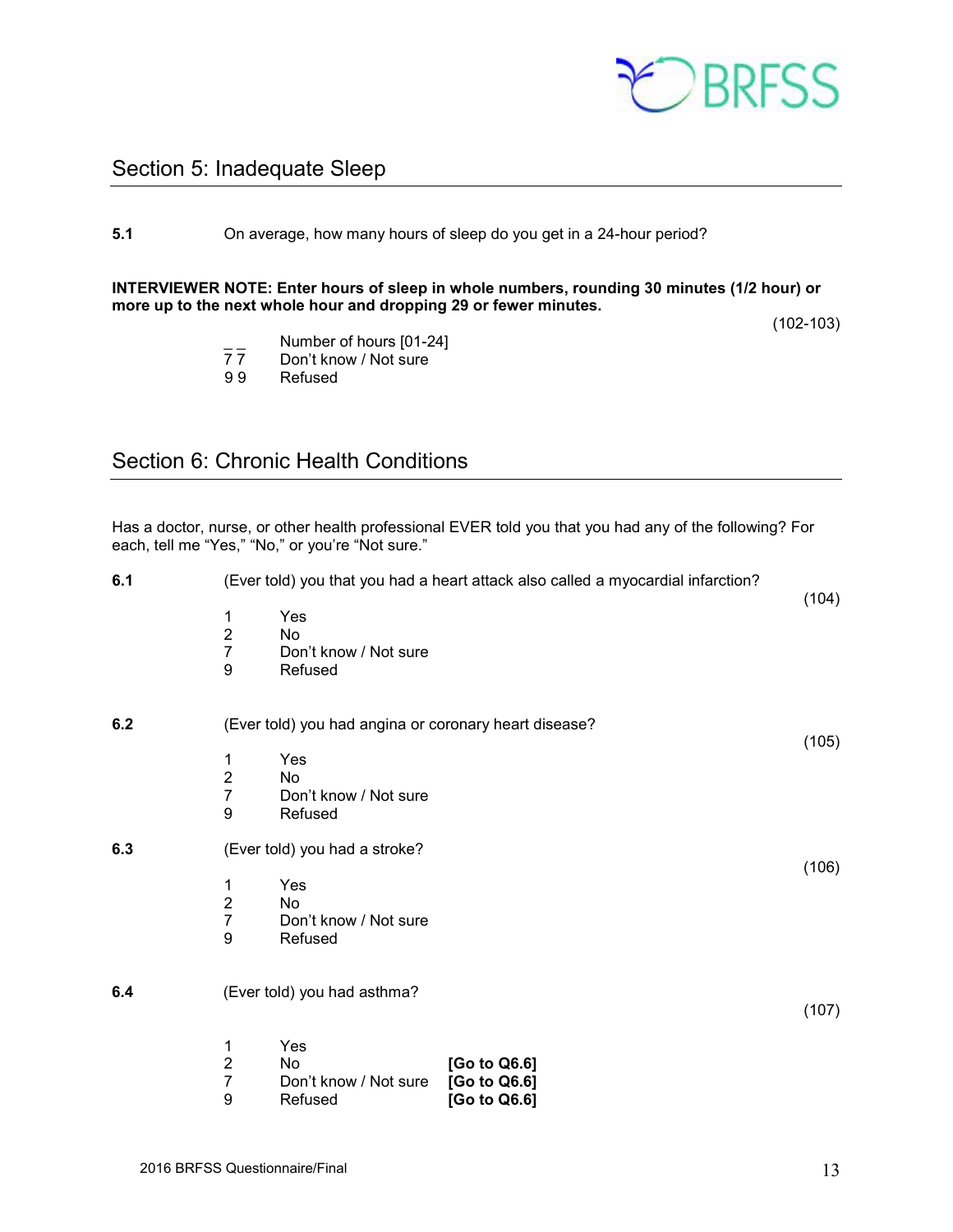## Section 5: Inadequate Sleep

**5.1** On average, how many hours of sleep do you get in a 24-hour period?

**INTERVIEWER NOTE: Enter hours of sleep in whole numbers, rounding 30 minutes (1/2 hour) or more up to the next whole hour and dropping 29 or fewer minutes.**

(102-103)

| | |
|---|---|
| _ _ | Number of hours [01-24] |
| 7 7 | Don't know / Not sure |
| 9 9 | Refused |

## Section 6: Chronic Health Conditions

Has a doctor, nurse, or other health professional EVER told you that you had any of the following? For each, tell me "Yes," "No," or you're "Not sure."

**6.1** (Ever told) you that you had a heart attack also called a myocardial infarction?

(104)

| | |
|---|---|
| 1 | Yes |
| 2 | No |
| 7 | Don't know / Not sure |
| 9 | Refused |

**6.2** (Ever told) you had angina or coronary heart disease?

(105)

| | |
|---|---|
| 1 | Yes |
| 2 | No |
| 7 | Don't know / Not sure |
| 9 | Refused |

**6.3** (Ever told) you had a stroke?

(106)

| | |
|---|---|
| 1 | Yes |
| 2 | No |
| 7 | Don't know / Not sure |
| 9 | Refused |

**6.4** (Ever told) you had asthma?

(107)

| | | |
|---|---|---|
| 1 | Yes | |
| 2 | No | **[Go to Q6.6]** |
| 7 | Don't know / Not sure | **[Go to Q6.6]** |
| 9 | Refused | **[Go to Q6.6]** |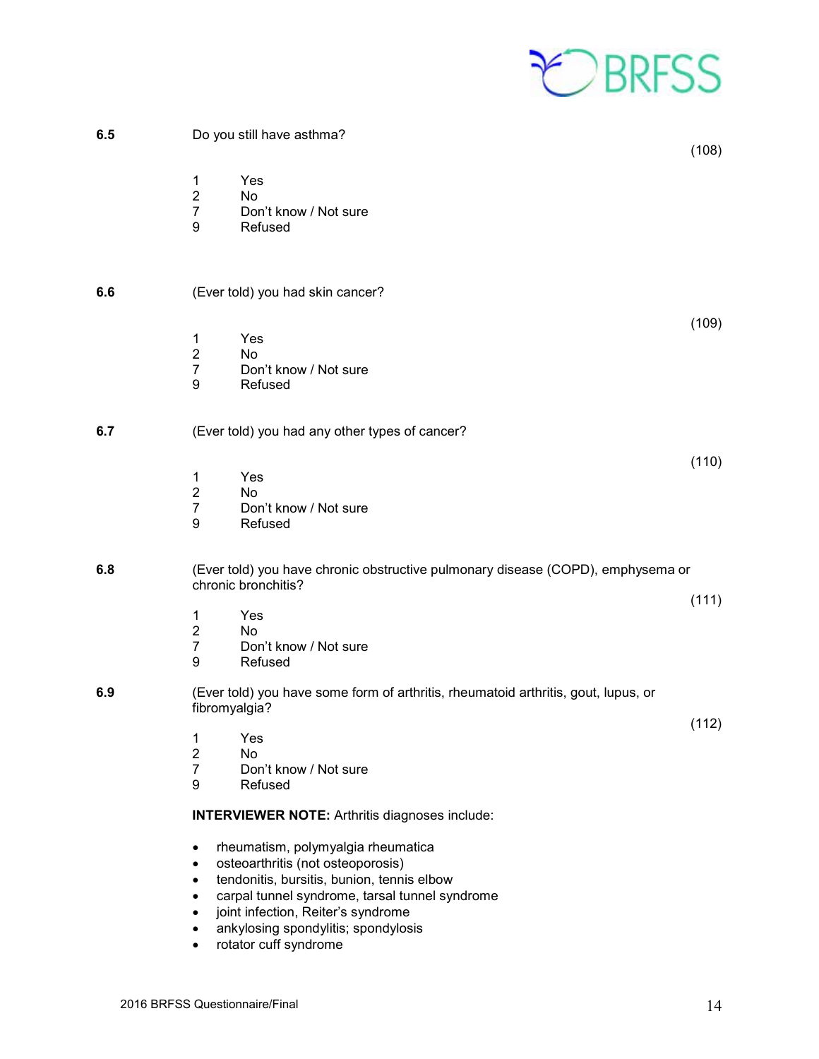**6.5** Do you still have asthma?

(108)

1 Yes
2 No
7 Don't know / Not sure
9 Refused

**6.6** (Ever told) you had skin cancer?

(109)

1 Yes
2 No
7 Don't know / Not sure
9 Refused

**6.7** (Ever told) you had any other types of cancer?

(110)

1 Yes
2 No
7 Don't know / Not sure
9 Refused

**6.8** (Ever told) you have chronic obstructive pulmonary disease (COPD), emphysema or chronic bronchitis?

(111)

1 Yes
2 No
7 Don't know / Not sure
9 Refused

**6.9** (Ever told) you have some form of arthritis, rheumatoid arthritis, gout, lupus, or fibromyalgia?

(112)

1 Yes
2 No
7 Don't know / Not sure
9 Refused

**INTERVIEWER NOTE:** Arthritis diagnoses include:

- rheumatism, polymyalgia rheumatica
- osteoarthritis (not osteoporosis)
- tendonitis, bursitis, bunion, tennis elbow
- carpal tunnel syndrome, tarsal tunnel syndrome
- joint infection, Reiter's syndrome
- ankylosing spondylitis; spondylosis
- rotator cuff syndrome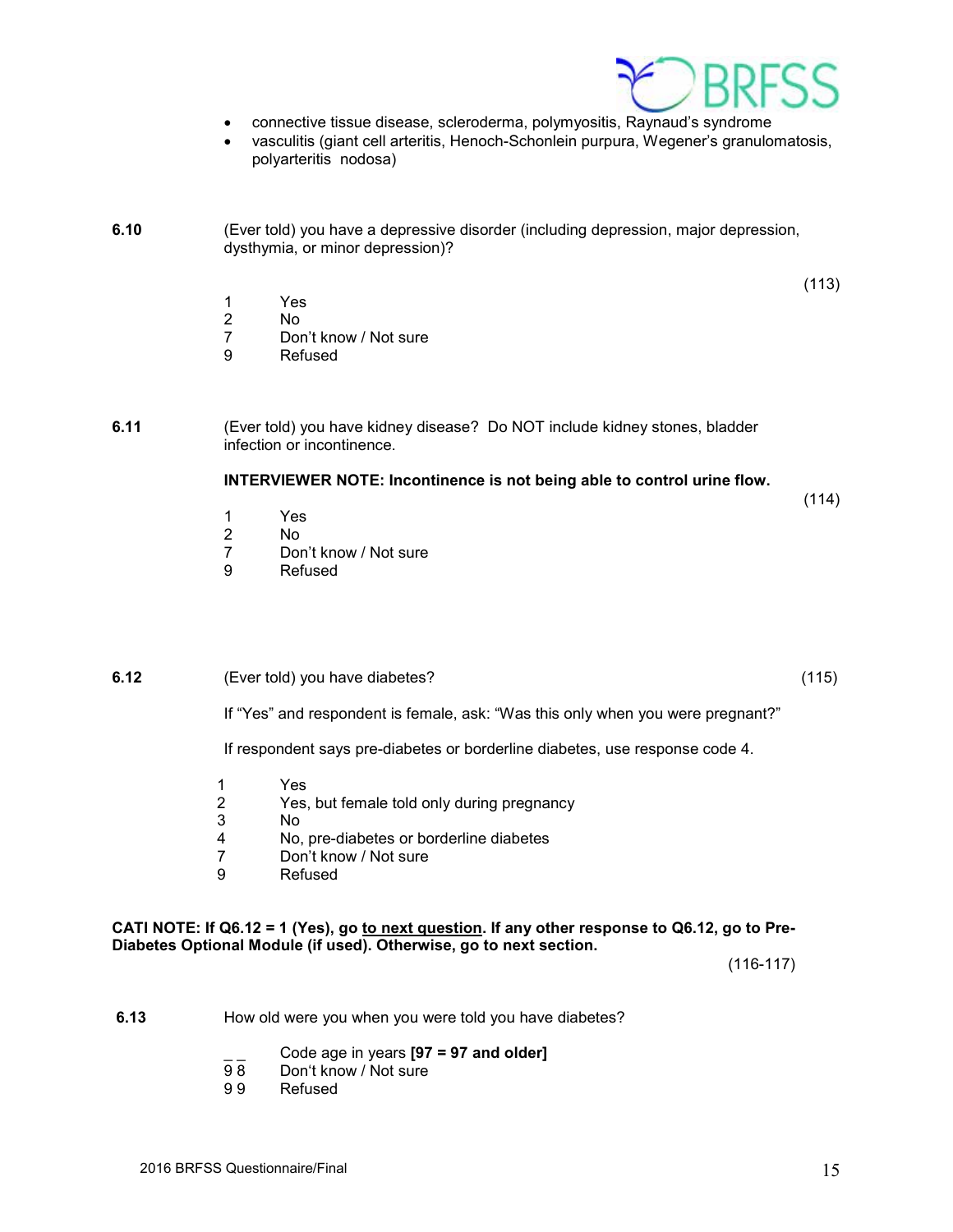- connective tissue disease, scleroderma, polymyositis, Raynaud's syndrome
- vasculitis (giant cell arteritis, Henoch-Schonlein purpura, Wegener's granulomatosis, polyarteritis nodosa)

**6.10** (Ever told) you have a depressive disorder (including depression, major depression, dysthymia, or minor depression)?

(113)

1 Yes
2 No
7 Don't know / Not sure
9 Refused

**6.11** (Ever told) you have kidney disease? Do NOT include kidney stones, bladder infection or incontinence.

**INTERVIEWER NOTE: Incontinence is not being able to control urine flow.**

(114)

1 Yes
2 No
7 Don't know / Not sure
9 Refused

**6.12** (Ever told) you have diabetes? (115)

If "Yes" and respondent is female, ask: "Was this only when you were pregnant?"

If respondent says pre-diabetes or borderline diabetes, use response code 4.

1 Yes
2 Yes, but female told only during pregnancy
3 No
4 No, pre-diabetes or borderline diabetes
7 Don't know / Not sure
9 Refused

**CATI NOTE: If Q6.12 = 1 (Yes), go to next question. If any other response to Q6.12, go to Pre-Diabetes Optional Module (if used). Otherwise, go to next section.**

(116-117)

**6.13** How old were you when you were told you have diabetes?

_ _ Code age in years **[97 = 97 and older]**
9 8 Don't know / Not sure
9 9 Refused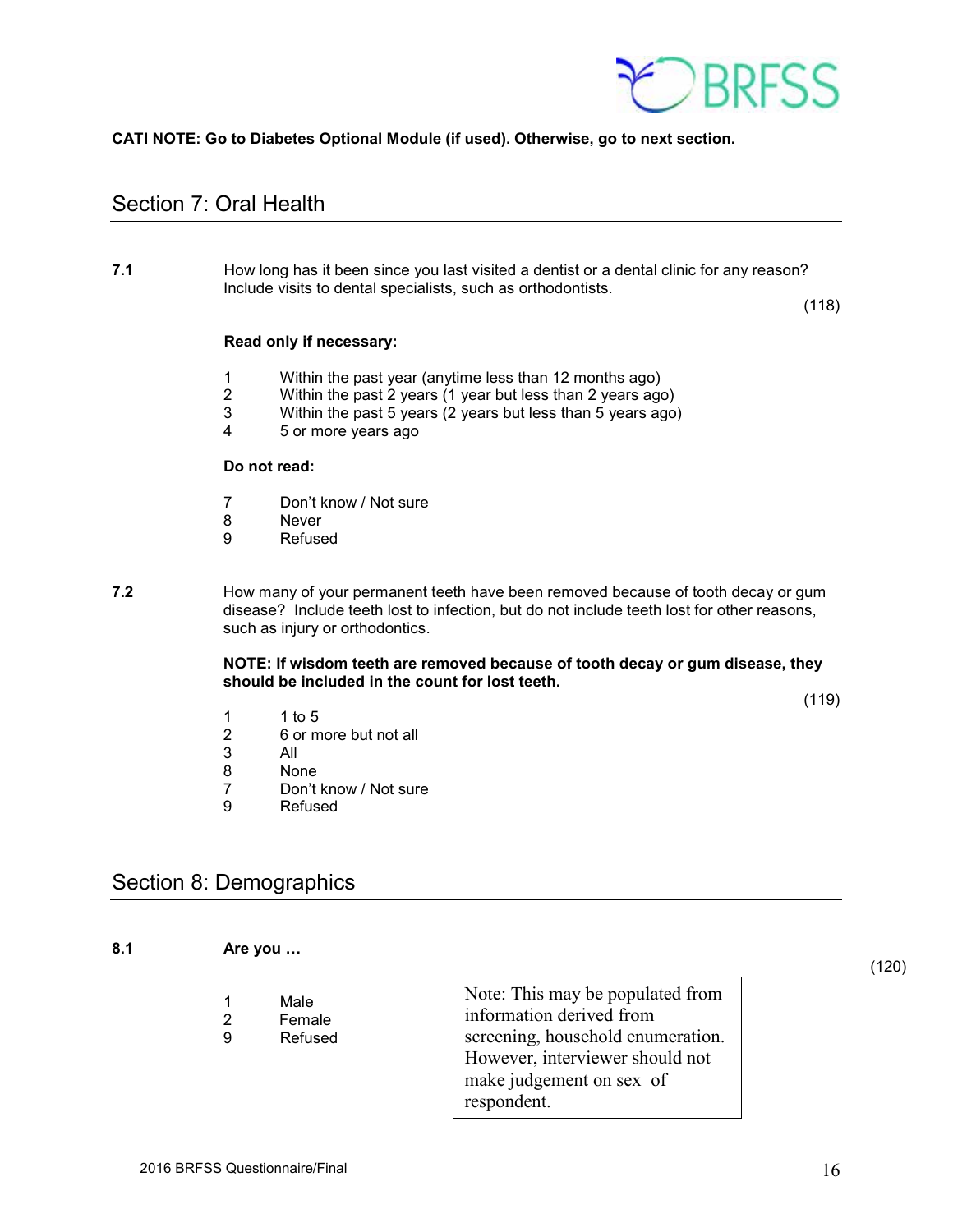**CATI NOTE: Go to Diabetes Optional Module (if used). Otherwise, go to next section.**

## Section 7: Oral Health

**7.1** How long has it been since you last visited a dentist or a dental clinic for any reason? Include visits to dental specialists, such as orthodontists.

(118)

**Read only if necessary:**

1 Within the past year (anytime less than 12 months ago)
2 Within the past 2 years (1 year but less than 2 years ago)
3 Within the past 5 years (2 years but less than 5 years ago)
4 5 or more years ago

**Do not read:**

7 Don't know / Not sure
8 Never
9 Refused

**7.2** How many of your permanent teeth have been removed because of tooth decay or gum disease? Include teeth lost to infection, but do not include teeth lost for other reasons, such as injury or orthodontics.

**NOTE: If wisdom teeth are removed because of tooth decay or gum disease, they should be included in the count for lost teeth.**

(119)

1 1 to 5
2 6 or more but not all
3 All
8 None
7 Don't know / Not sure
9 Refused

## Section 8: Demographics

**8.1** **Are you …**

(120)

1 Male
2 Female
9 Refused

Note: This may be populated from information derived from screening, household enumeration. However, interviewer should not make judgement on sex of respondent.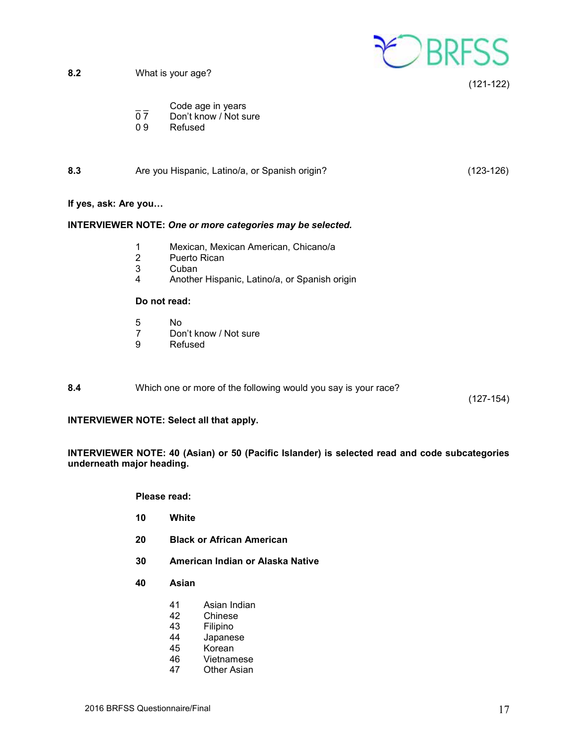**8.2** What is your age? (121-122)

_ _ Code age in years
0 7 Don't know / Not sure
0 9 Refused

**8.3** Are you Hispanic, Latino/a, or Spanish origin? (123-126)

**If yes, ask: Are you…**

**INTERVIEWER NOTE:** ***One or more categories may be selected.***

1 Mexican, Mexican American, Chicano/a
2 Puerto Rican
3 Cuban
4 Another Hispanic, Latino/a, or Spanish origin

**Do not read:**

5 No
7 Don't know / Not sure
9 Refused

**8.4** Which one or more of the following would you say is your race? (127-154)

**INTERVIEWER NOTE: Select all that apply.**

**INTERVIEWER NOTE: 40 (Asian) or 50 (Pacific Islander) is selected read and code subcategories underneath major heading.**

**Please read:**

**10 White**

**20 Black or African American**

**30 American Indian or Alaska Native**

**40 Asian**

41 Asian Indian
42 Chinese
43 Filipino
44 Japanese
45 Korean
46 Vietnamese
47 Other Asian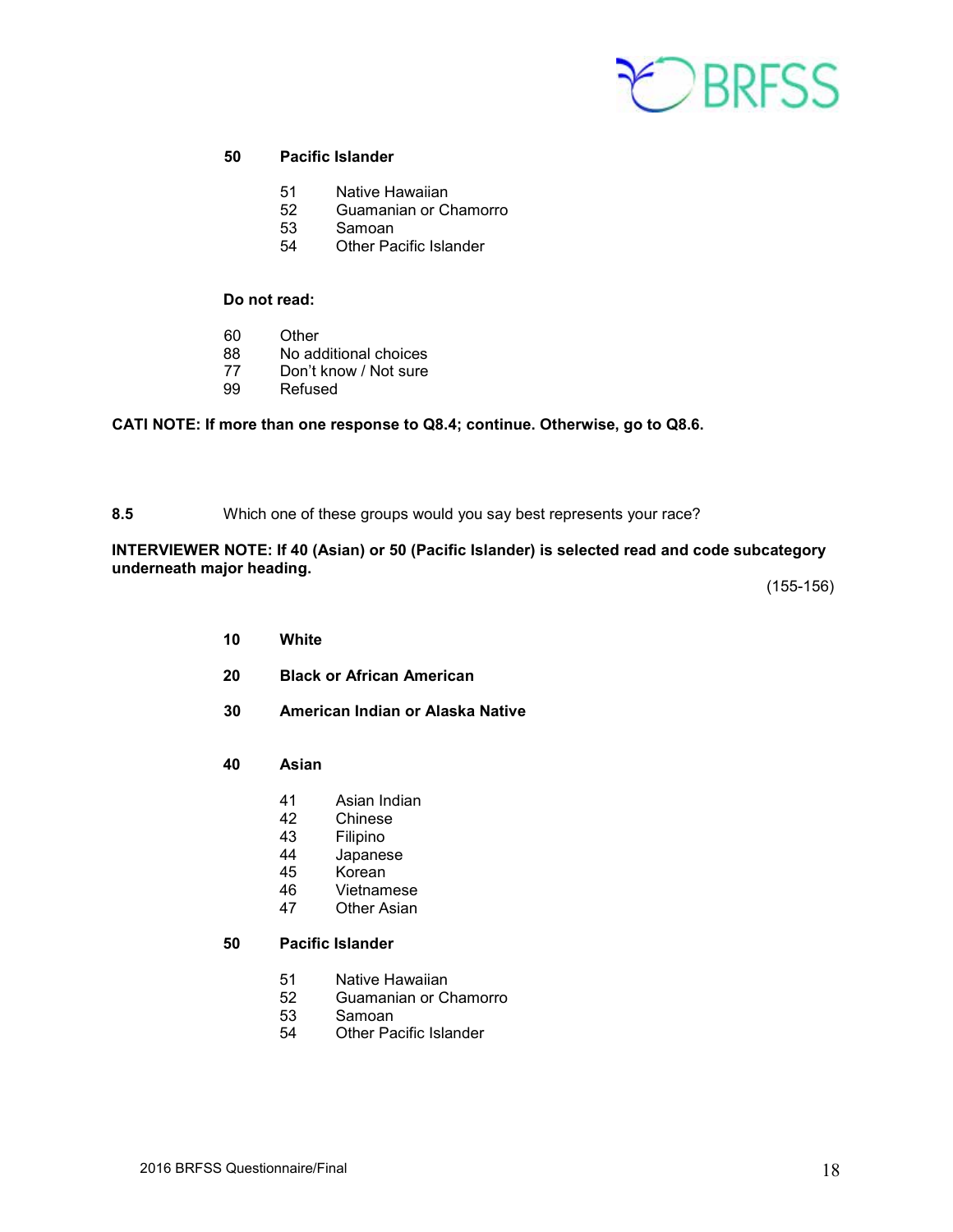**50 Pacific Islander**

- 51 Native Hawaiian
- 52 Guamanian or Chamorro
- 53 Samoan
- 54 Other Pacific Islander

**Do not read:**

- 60 Other
- 88 No additional choices
- 77 Don't know / Not sure
- 99 Refused

**CATI NOTE: If more than one response to Q8.4; continue. Otherwise, go to Q8.6.**

**8.5** Which one of these groups would you say best represents your race?

**INTERVIEWER NOTE: If 40 (Asian) or 50 (Pacific Islander) is selected read and code subcategory underneath major heading.**

(155-156)

**10 White**

**20 Black or African American**

**30 American Indian or Alaska Native**

**40 Asian**

- 41 Asian Indian
- 42 Chinese
- 43 Filipino
- 44 Japanese
- 45 Korean
- 46 Vietnamese
- 47 Other Asian

**50 Pacific Islander**

- 51 Native Hawaiian
- 52 Guamanian or Chamorro
- 53 Samoan
- 54 Other Pacific Islander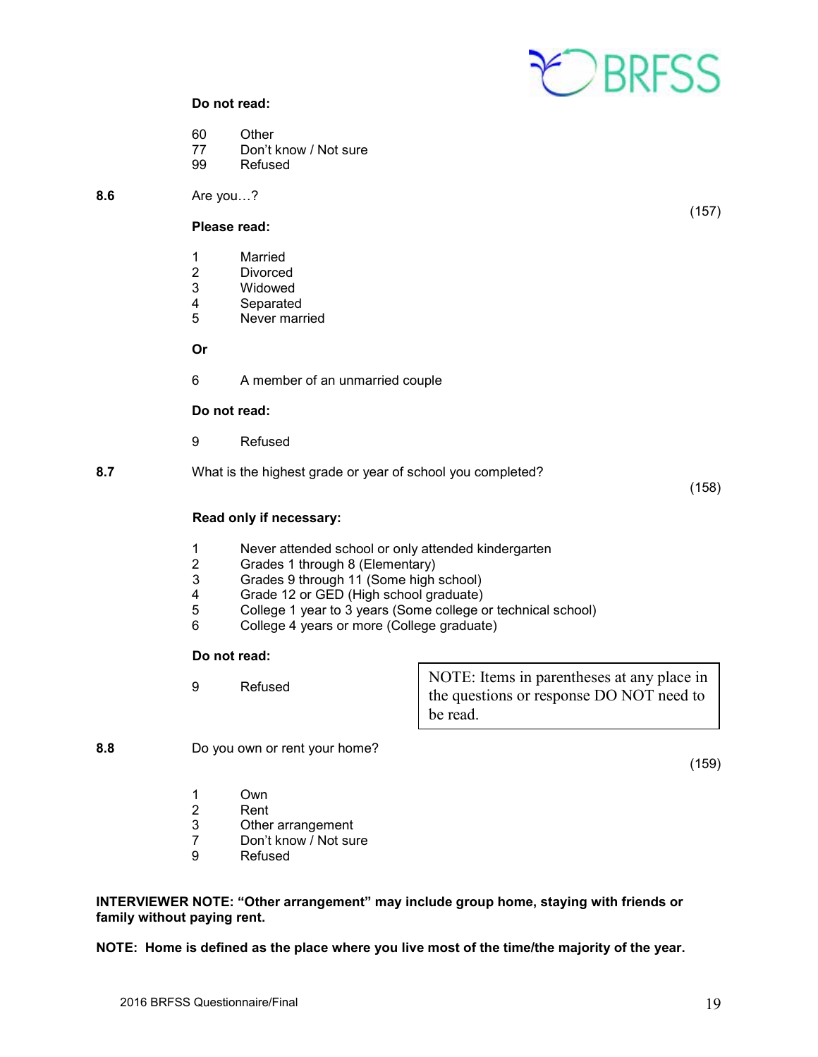**Do not read:**

60 Other
77 Don't know / Not sure
99 Refused

**8.6** Are you…? (157)

**Please read:**

1 Married
2 Divorced
3 Widowed
4 Separated
5 Never married

**Or**

6 A member of an unmarried couple

**Do not read:**

9 Refused

**8.7** What is the highest grade or year of school you completed? (158)

**Read only if necessary:**

1 Never attended school or only attended kindergarten
2 Grades 1 through 8 (Elementary)
3 Grades 9 through 11 (Some high school)
4 Grade 12 or GED (High school graduate)
5 College 1 year to 3 years (Some college or technical school)
6 College 4 years or more (College graduate)

**Do not read:**

9 Refused

NOTE: Items in parentheses at any place in the questions or response DO NOT need to be read.

**8.8** Do you own or rent your home? (159)

1 Own
2 Rent
3 Other arrangement
7 Don't know / Not sure
9 Refused

**INTERVIEWER NOTE: "Other arrangement" may include group home, staying with friends or family without paying rent.**

**NOTE: Home is defined as the place where you live most of the time/the majority of the year.**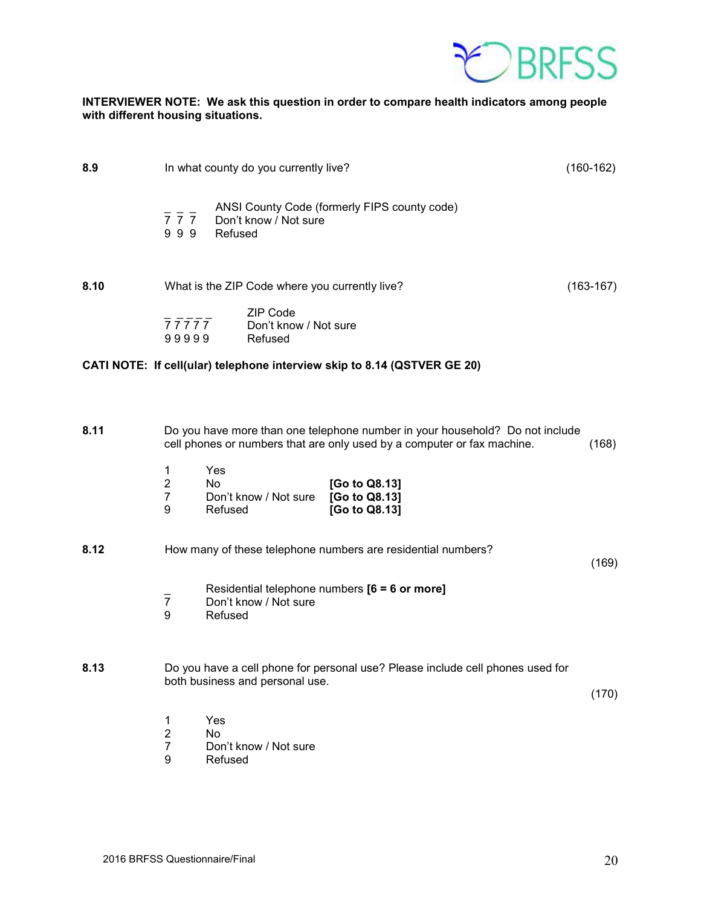**INTERVIEWER NOTE: We ask this question in order to compare health indicators among people with different housing situations.**

**8.9** In what county do you currently live? (160-162)

_ _ _ ANSI County Code (formerly FIPS county code)
7 7 7 Don't know / Not sure
9 9 9 Refused

**8.10** What is the ZIP Code where you currently live? (163-167)

_ _ _ _ _ ZIP Code
7 7 7 7 7 Don't know / Not sure
9 9 9 9 9 Refused

**CATI NOTE: If cell(ular) telephone interview skip to 8.14 (QSTVER GE 20)**

**8.11** Do you have more than one telephone number in your household? Do not include cell phones or numbers that are only used by a computer or fax machine. (168)

1 Yes
2 No **[Go to Q8.13]**
7 Don't know / Not sure **[Go to Q8.13]**
9 Refused **[Go to Q8.13]**

**8.12** How many of these telephone numbers are residential numbers? (169)

_ Residential telephone numbers **[6 = 6 or more]**
7 Don't know / Not sure
9 Refused

**8.13** Do you have a cell phone for personal use? Please include cell phones used for both business and personal use. (170)

1 Yes
2 No
7 Don't know / Not sure
9 Refused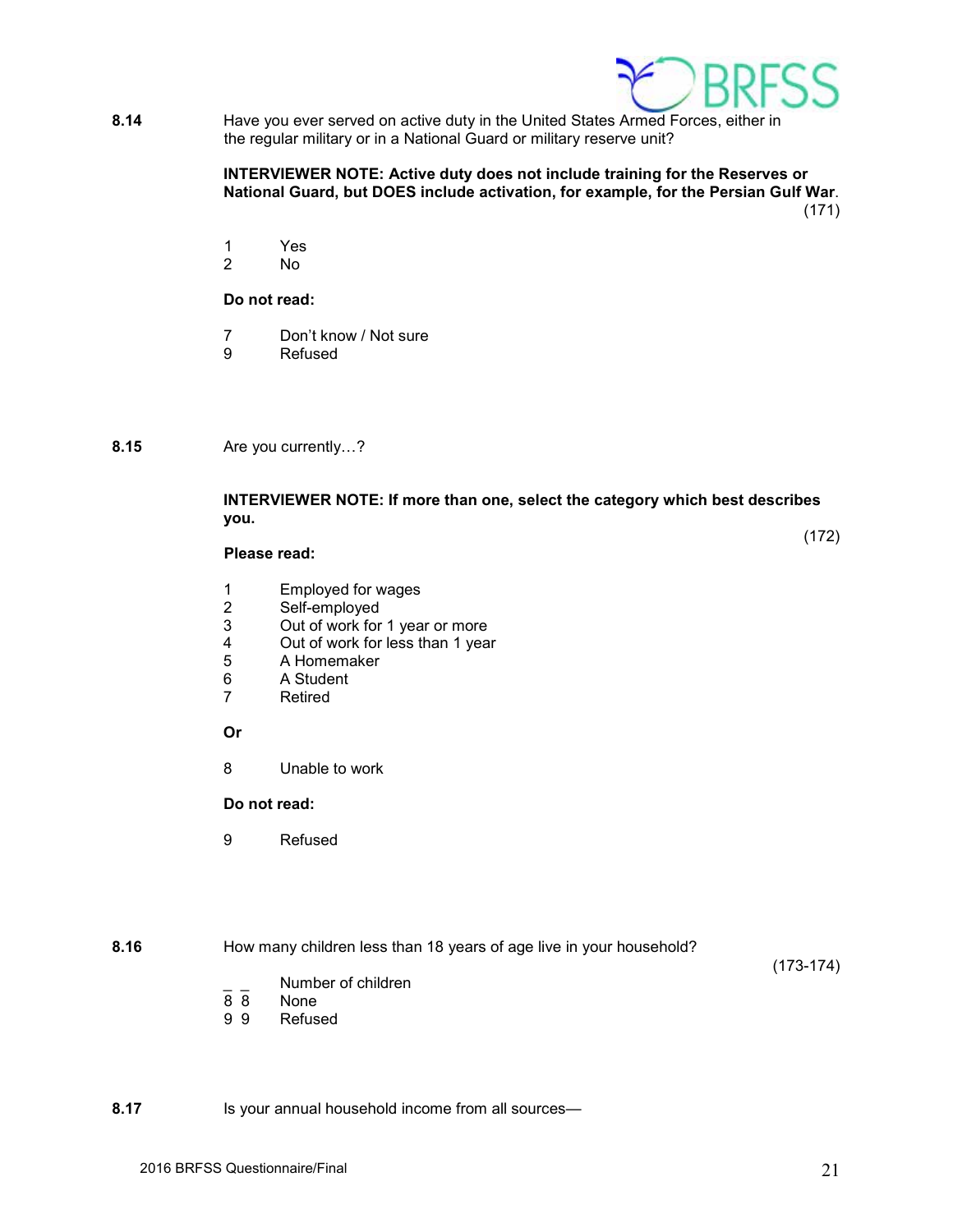**8.14** Have you ever served on active duty in the United States Armed Forces, either in the regular military or in a National Guard or military reserve unit?

**INTERVIEWER NOTE: Active duty does not include training for the Reserves or National Guard, but DOES include activation, for example, for the Persian Gulf War**.

(171)

1 Yes
2 No

**Do not read:**

7 Don't know / Not sure
9 Refused

**8.15** Are you currently…?

**INTERVIEWER NOTE: If more than one, select the category which best describes you.**

(172)

**Please read:**

1 Employed for wages
2 Self-employed
3 Out of work for 1 year or more
4 Out of work for less than 1 year
5 A Homemaker
6 A Student
7 Retired

**Or**

8 Unable to work

**Do not read:**

9 Refused

**8.16** How many children less than 18 years of age live in your household?

(173-174)

_ _ Number of children
8 8 None
9 9 Refused

**8.17** Is your annual household income from all sources—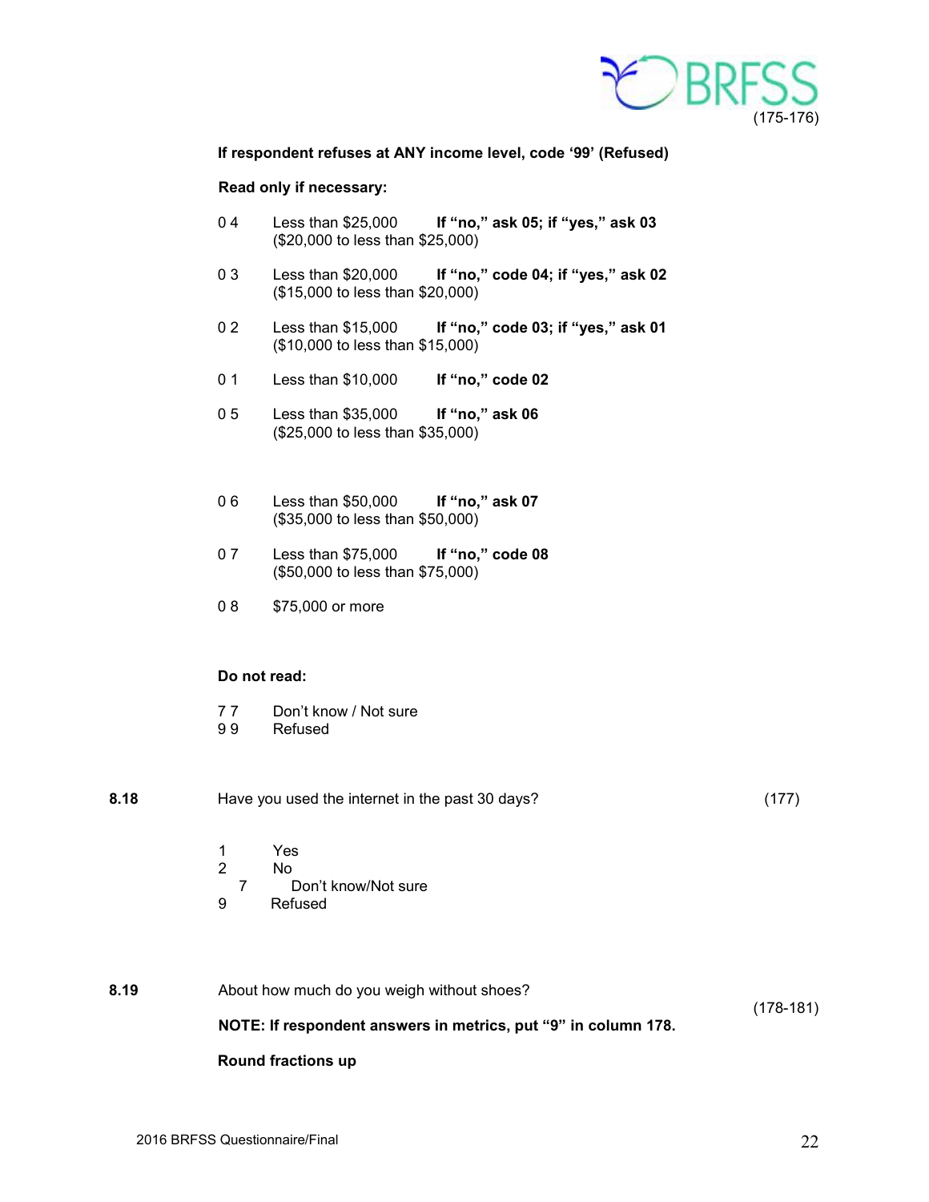(175-176)

**If respondent refuses at ANY income level, code '99' (Refused)**

**Read only if necessary:**

| Code | Response | Instruction |
|---|---|---|
| 0 4 | Less than $25,000 ($20,000 to less than $25,000) | **If "no," ask 05; if "yes," ask 03** |
| 0 3 | Less than $20,000 ($15,000 to less than $20,000) | **If "no," code 04; if "yes," ask 02** |
| 0 2 | Less than $15,000 ($10,000 to less than $15,000) | **If "no," code 03; if "yes," ask 01** |
| 0 1 | Less than $10,000 | **If "no," code 02** |
| 0 5 | Less than $35,000 ($25,000 to less than $35,000) | **If "no," ask 06** |
| 0 6 | Less than $50,000 ($35,000 to less than $50,000) | **If "no," ask 07** |
| 0 7 | Less than $75,000 ($50,000 to less than $75,000) | **If "no," code 08** |
| 0 8 | $75,000 or more | |

**Do not read:**

7 7 Don't know / Not sure
9 9 Refused

**8.18** Have you used the internet in the past 30 days? (177)

1 Yes
2 No
7 Don't know/Not sure
9 Refused

**8.19** About how much do you weigh without shoes? (178-181)

**NOTE: If respondent answers in metrics, put "9" in column 178.**

**Round fractions up**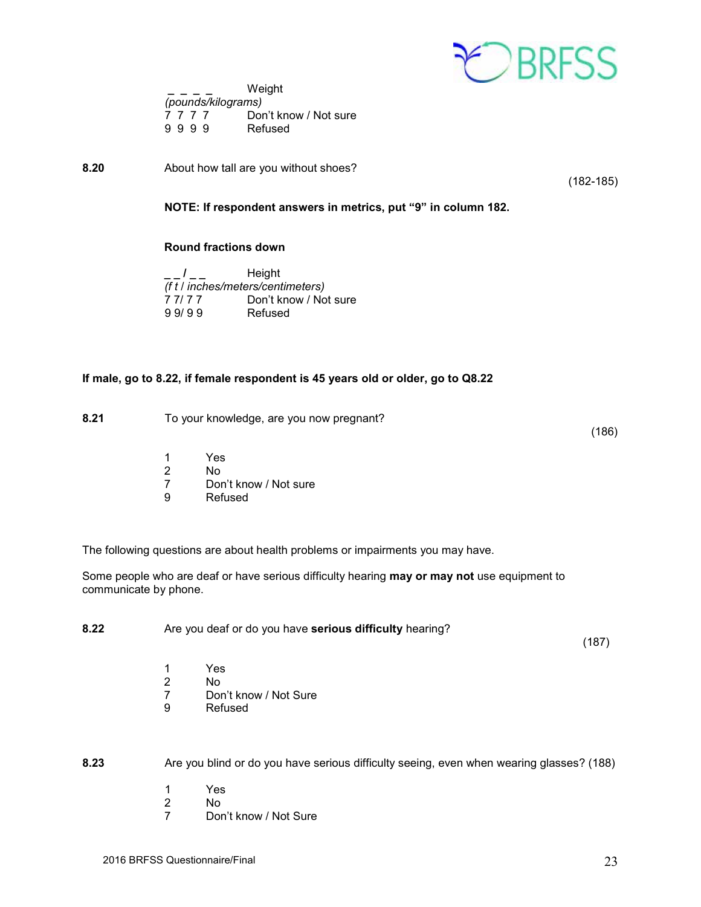_ _ _ _ Weight
*(pounds/kilograms)*
7 7 7 7 Don't know / Not sure
9 9 9 9 Refused

**8.20** About how tall are you without shoes? (182-185)

**NOTE: If respondent answers in metrics, put "9" in column 182.**

**Round fractions down**

_ _ / _ _ Height
*(f t / inches/meters/centimeters)*
7 7/ 7 7 Don't know / Not sure
9 9/ 9 9 Refused

**If male, go to 8.22, if female respondent is 45 years old or older, go to Q8.22**

**8.21** To your knowledge, are you now pregnant? (186)

1 Yes
2 No
7 Don't know / Not sure
9 Refused

The following questions are about health problems or impairments you may have.

Some people who are deaf or have serious difficulty hearing **may or may not** use equipment to communicate by phone.

**8.22** Are you deaf or do you have **serious difficulty** hearing? (187)

1 Yes
2 No
7 Don't know / Not Sure
9 Refused

**8.23** Are you blind or do you have serious difficulty seeing, even when wearing glasses? (188)

1 Yes
2 No
7 Don't know / Not Sure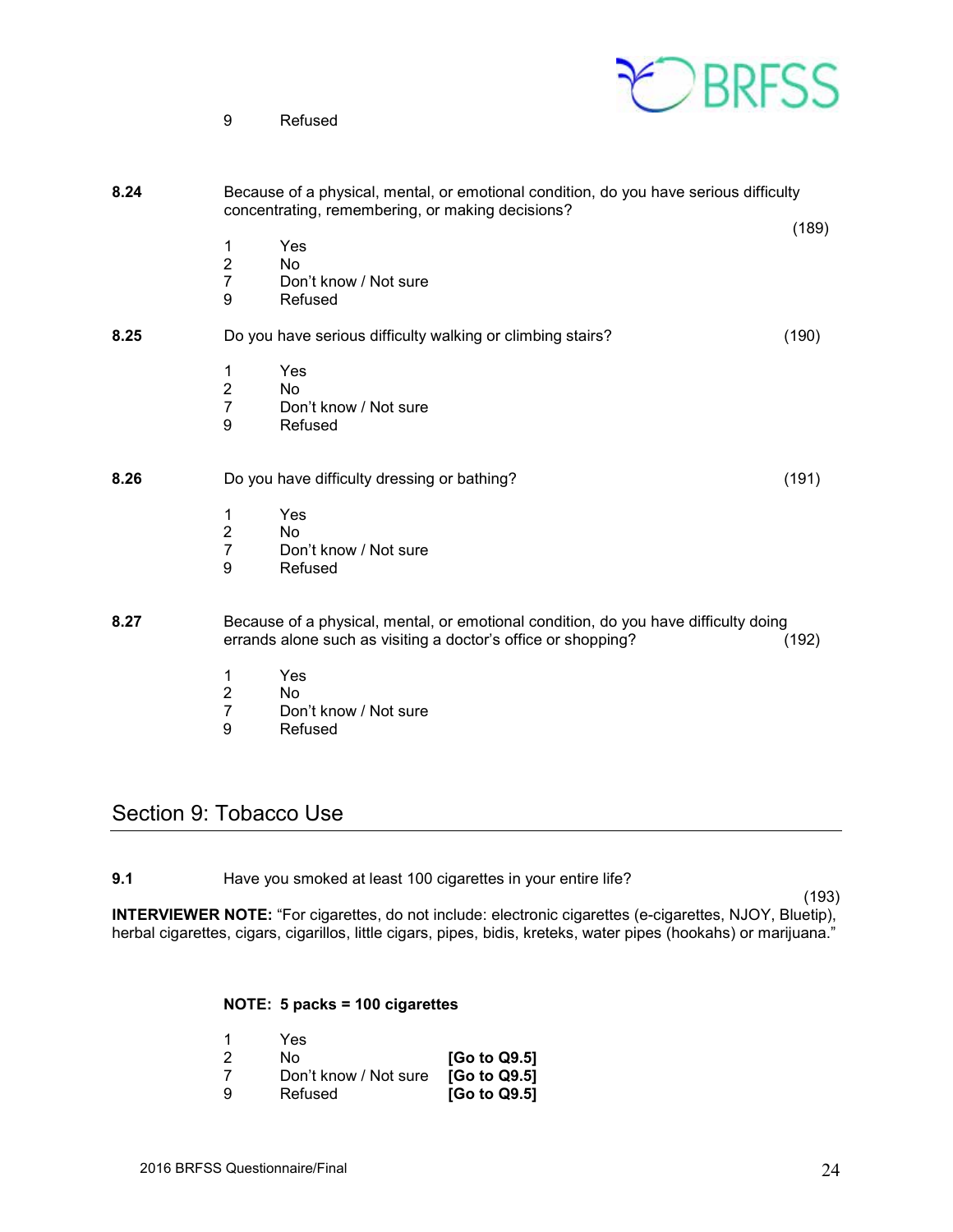9 Refused

**8.24** Because of a physical, mental, or emotional condition, do you have serious difficulty concentrating, remembering, or making decisions? (189)

1 Yes
2 No
7 Don't know / Not sure
9 Refused

**8.25** Do you have serious difficulty walking or climbing stairs? (190)

1 Yes
2 No
7 Don't know / Not sure
9 Refused

**8.26** Do you have difficulty dressing or bathing? (191)

1 Yes
2 No
7 Don't know / Not sure
9 Refused

**8.27** Because of a physical, mental, or emotional condition, do you have difficulty doing errands alone such as visiting a doctor's office or shopping? (192)

1 Yes
2 No
7 Don't know / Not sure
9 Refused

## Section 9: Tobacco Use

**9.1** Have you smoked at least 100 cigarettes in your entire life? (193)

**INTERVIEWER NOTE:** "For cigarettes, do not include: electronic cigarettes (e-cigarettes, NJOY, Bluetip), herbal cigarettes, cigars, cigarillos, little cigars, pipes, bidis, kreteks, water pipes (hookahs) or marijuana."

**NOTE: 5 packs = 100 cigarettes**

1 Yes
2 No **[Go to Q9.5]**
7 Don't know / Not sure **[Go to Q9.5]**
9 Refused **[Go to Q9.5]**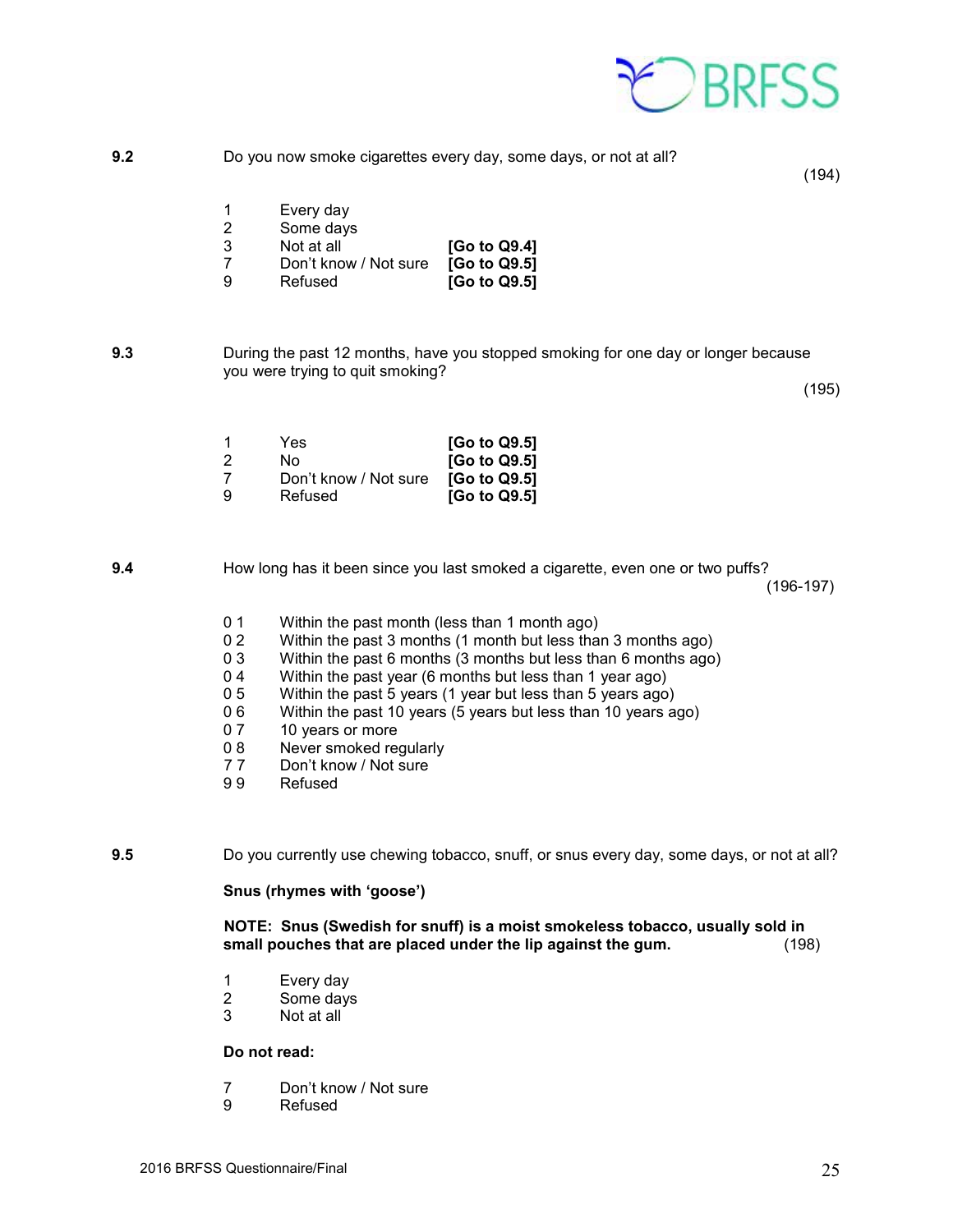**9.2** Do you now smoke cigarettes every day, some days, or not at all?

(194)

| | | |
|---|---|---|
| 1 | Every day | |
| 2 | Some days | |
| 3 | Not at all | **[Go to Q9.4]** |
| 7 | Don't know / Not sure | **[Go to Q9.5]** |
| 9 | Refused | **[Go to Q9.5]** |

**9.3** During the past 12 months, have you stopped smoking for one day or longer because you were trying to quit smoking?

(195)

| | | |
|---|---|---|
| 1 | Yes | **[Go to Q9.5]** |
| 2 | No | **[Go to Q9.5]** |
| 7 | Don't know / Not sure | **[Go to Q9.5]** |
| 9 | Refused | **[Go to Q9.5]** |

**9.4** How long has it been since you last smoked a cigarette, even one or two puffs?

(196-197)

| | |
|---|---|
| 0 1 | Within the past month (less than 1 month ago) |
| 0 2 | Within the past 3 months (1 month but less than 3 months ago) |
| 0 3 | Within the past 6 months (3 months but less than 6 months ago) |
| 0 4 | Within the past year (6 months but less than 1 year ago) |
| 0 5 | Within the past 5 years (1 year but less than 5 years ago) |
| 0 6 | Within the past 10 years (5 years but less than 10 years ago) |
| 0 7 | 10 years or more |
| 0 8 | Never smoked regularly |
| 7 7 | Don't know / Not sure |
| 9 9 | Refused |

**9.5** Do you currently use chewing tobacco, snuff, or snus every day, some days, or not at all?

**Snus (rhymes with 'goose')**

**NOTE: Snus (Swedish for snuff) is a moist smokeless tobacco, usually sold in small pouches that are placed under the lip against the gum.** (198)

| | |
|---|---|
| 1 | Every day |
| 2 | Some days |
| 3 | Not at all |

**Do not read:**

| | |
|---|---|
| 7 | Don't know / Not sure |
| 9 | Refused |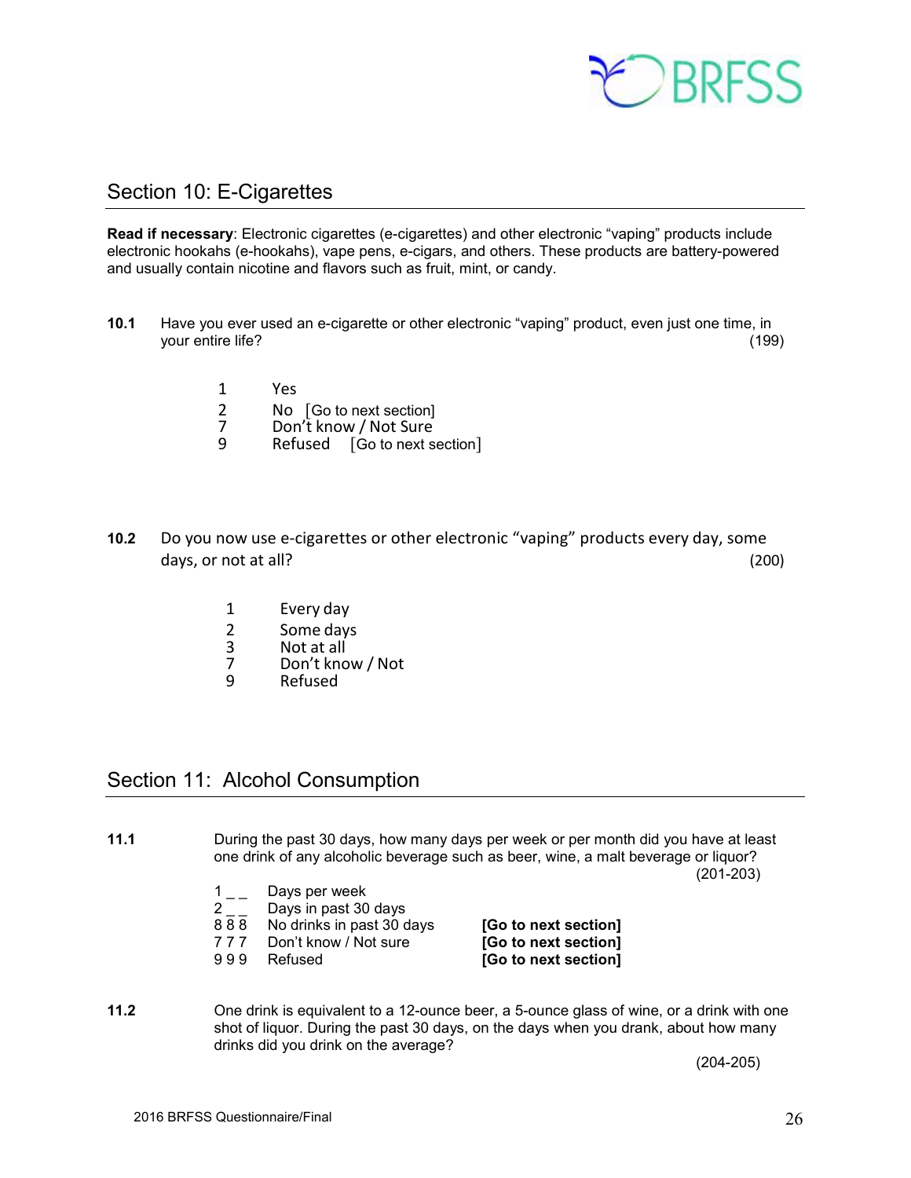## Section 10: E-Cigarettes

**Read if necessary**: Electronic cigarettes (e-cigarettes) and other electronic "vaping" products include electronic hookahs (e-hookahs), vape pens, e-cigars, and others. These products are battery-powered and usually contain nicotine and flavors such as fruit, mint, or candy.

**10.1** Have you ever used an e-cigarette or other electronic "vaping" product, even just one time, in your entire life? (199)

1 Yes
2 No [Go to next section]
7 Don't know / Not Sure
9 Refused [Go to next section]

**10.2** Do you now use e-cigarettes or other electronic "vaping" products every day, some days, or not at all? (200)

1 Every day
2 Some days
3 Not at all
7 Don't know / Not
9 Refused

## Section 11: Alcohol Consumption

**11.1** During the past 30 days, how many days per week or per month did you have at least one drink of any alcoholic beverage such as beer, wine, a malt beverage or liquor? (201-203)

1 _ _ Days per week
2 _ _ Days in past 30 days
8 8 8 No drinks in past 30 days **[Go to next section]**
7 7 7 Don't know / Not sure **[Go to next section]**
9 9 9 Refused **[Go to next section]**

**11.2** One drink is equivalent to a 12-ounce beer, a 5-ounce glass of wine, or a drink with one shot of liquor. During the past 30 days, on the days when you drank, about how many drinks did you drink on the average? (204-205)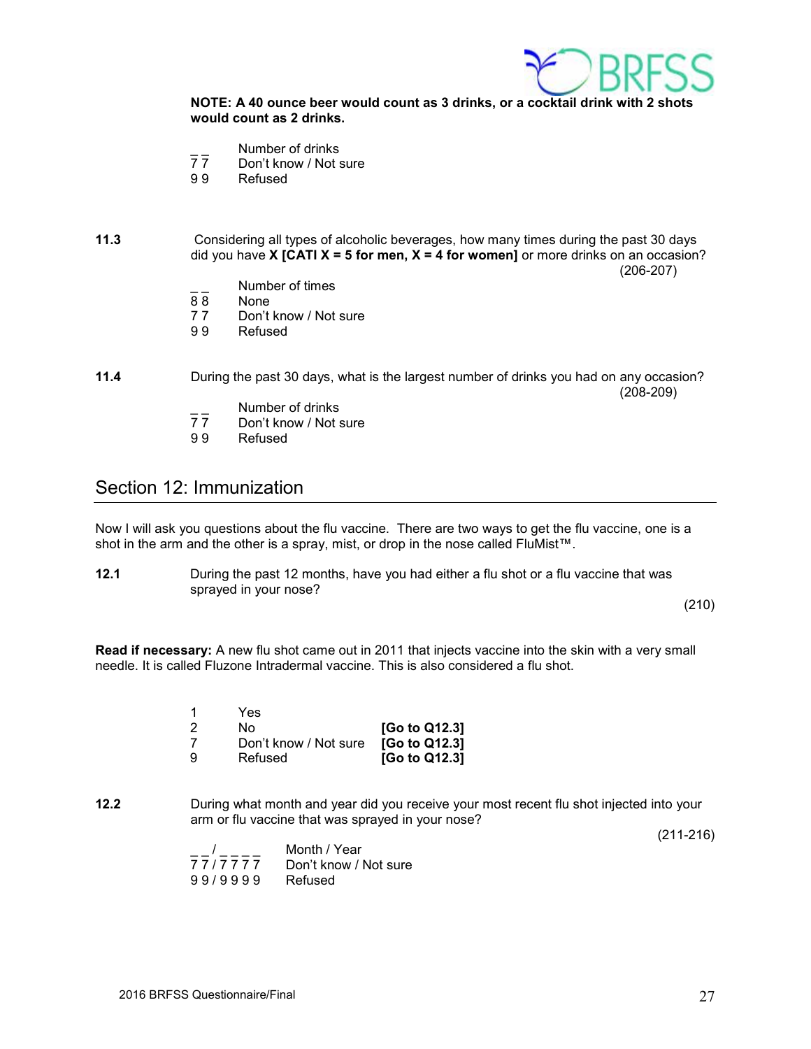**NOTE: A 40 ounce beer would count as 3 drinks, or a cocktail drink with 2 shots would count as 2 drinks.**

_ _ Number of drinks
7 7 Don't know / Not sure
9 9 Refused

**11.3** Considering all types of alcoholic beverages, how many times during the past 30 days did you have **X [CATI X = 5 for men, X = 4 for women]** or more drinks on an occasion? (206-207)

_ _ Number of times
8 8 None
7 7 Don't know / Not sure
9 9 Refused

**11.4** During the past 30 days, what is the largest number of drinks you had on any occasion? (208-209)

_ _ Number of drinks
7 7 Don't know / Not sure
9 9 Refused

## Section 12: Immunization

Now I will ask you questions about the flu vaccine. There are two ways to get the flu vaccine, one is a shot in the arm and the other is a spray, mist, or drop in the nose called FluMist™.

**12.1** During the past 12 months, have you had either a flu shot or a flu vaccine that was sprayed in your nose? (210)

**Read if necessary:** A new flu shot came out in 2011 that injects vaccine into the skin with a very small needle. It is called Fluzone Intradermal vaccine. This is also considered a flu shot.

1 Yes
2 No **[Go to Q12.3]**
7 Don't know / Not sure **[Go to Q12.3]**
9 Refused **[Go to Q12.3]**

**12.2** During what month and year did you receive your most recent flu shot injected into your arm or flu vaccine that was sprayed in your nose? (211-216)

_ _ / _ _ _ _ Month / Year
7 7 / 7 7 7 7 Don't know / Not sure
9 9 / 9 9 9 9 Refused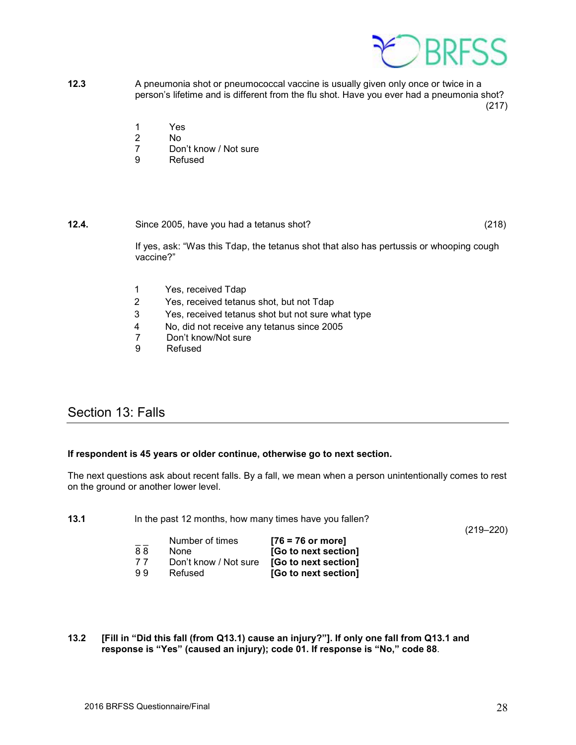**12.3** A pneumonia shot or pneumococcal vaccine is usually given only once or twice in a person's lifetime and is different from the flu shot. Have you ever had a pneumonia shot? (217)

1 Yes
2 No
7 Don't know / Not sure
9 Refused

**12.4.** Since 2005, have you had a tetanus shot? (218)

If yes, ask: "Was this Tdap, the tetanus shot that also has pertussis or whooping cough vaccine?"

1 Yes, received Tdap
2 Yes, received tetanus shot, but not Tdap
3 Yes, received tetanus shot but not sure what type
4 No, did not receive any tetanus since 2005
7 Don't know/Not sure
9 Refused

## Section 13: Falls

**If respondent is 45 years or older continue, otherwise go to next section.**

The next questions ask about recent falls. By a fall, we mean when a person unintentionally comes to rest on the ground or another lower level.

**13.1** In the past 12 months, how many times have you fallen? (219–220)

| | | |
|---|---|---|
| _ _ | Number of times | **[76 = 76 or more]** |
| 8 8 | None | **[Go to next section]** |
| 7 7 | Don't know / Not sure | **[Go to next section]** |
| 9 9 | Refused | **[Go to next section]** |

**13.2 [Fill in "Did this fall (from Q13.1) cause an injury?"]. If only one fall from Q13.1 and response is "Yes" (caused an injury); code 01. If response is "No," code 88**.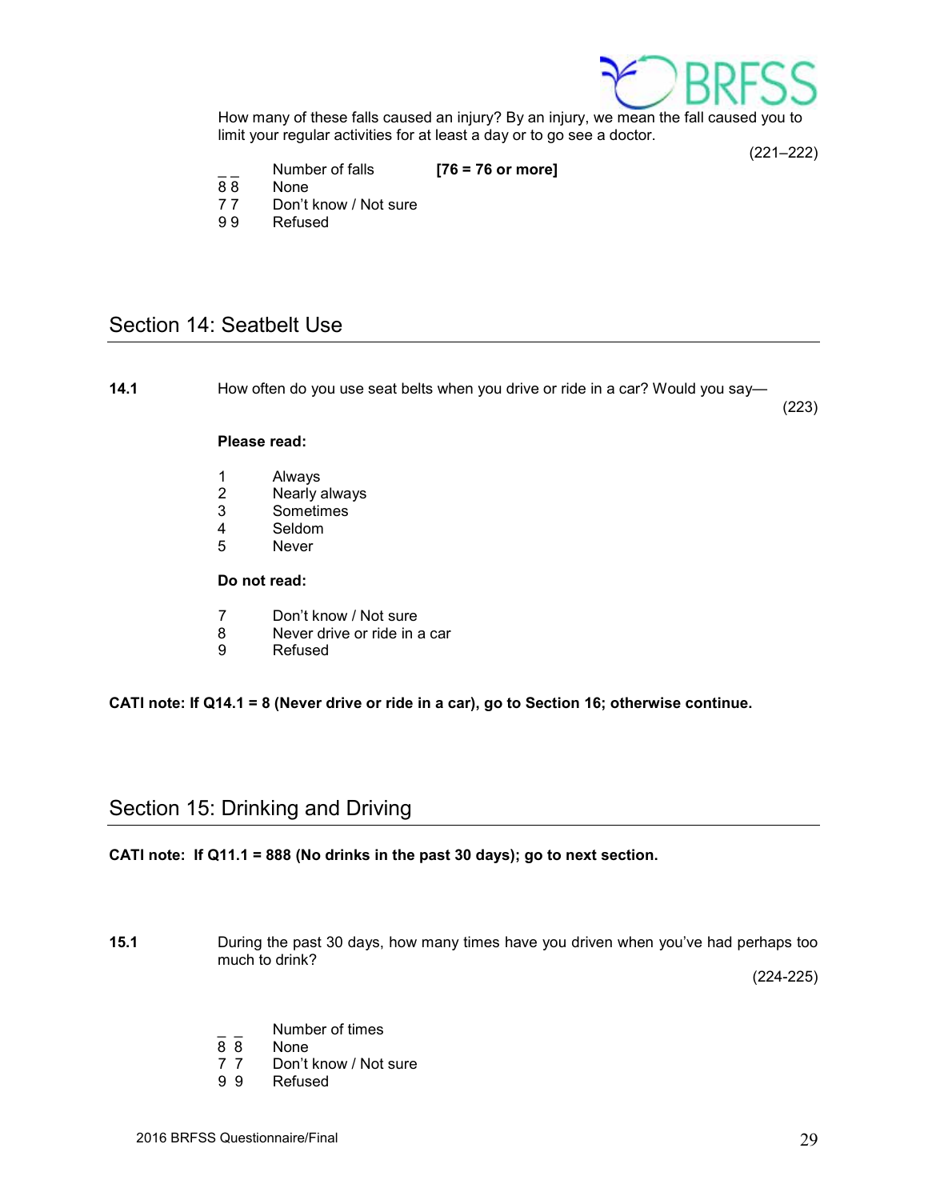How many of these falls caused an injury? By an injury, we mean the fall caused you to limit your regular activities for at least a day or to go see a doctor.

(221–222)

_ _ Number of falls **[76 = 76 or more]**
8 8 None
7 7 Don't know / Not sure
9 9 Refused

## Section 14: Seatbelt Use

**14.1** How often do you use seat belts when you drive or ride in a car? Would you say—

(223)

**Please read:**

1 Always
2 Nearly always
3 Sometimes
4 Seldom
5 Never

**Do not read:**

7 Don't know / Not sure
8 Never drive or ride in a car
9 Refused

**CATI note: If Q14.1 = 8 (Never drive or ride in a car), go to Section 16; otherwise continue.**

## Section 15: Drinking and Driving

**CATI note: If Q11.1 = 888 (No drinks in the past 30 days); go to next section.**

**15.1** During the past 30 days, how many times have you driven when you've had perhaps too much to drink?

(224-225)

_ _ Number of times
8 8 None
7 7 Don't know / Not sure
9 9 Refused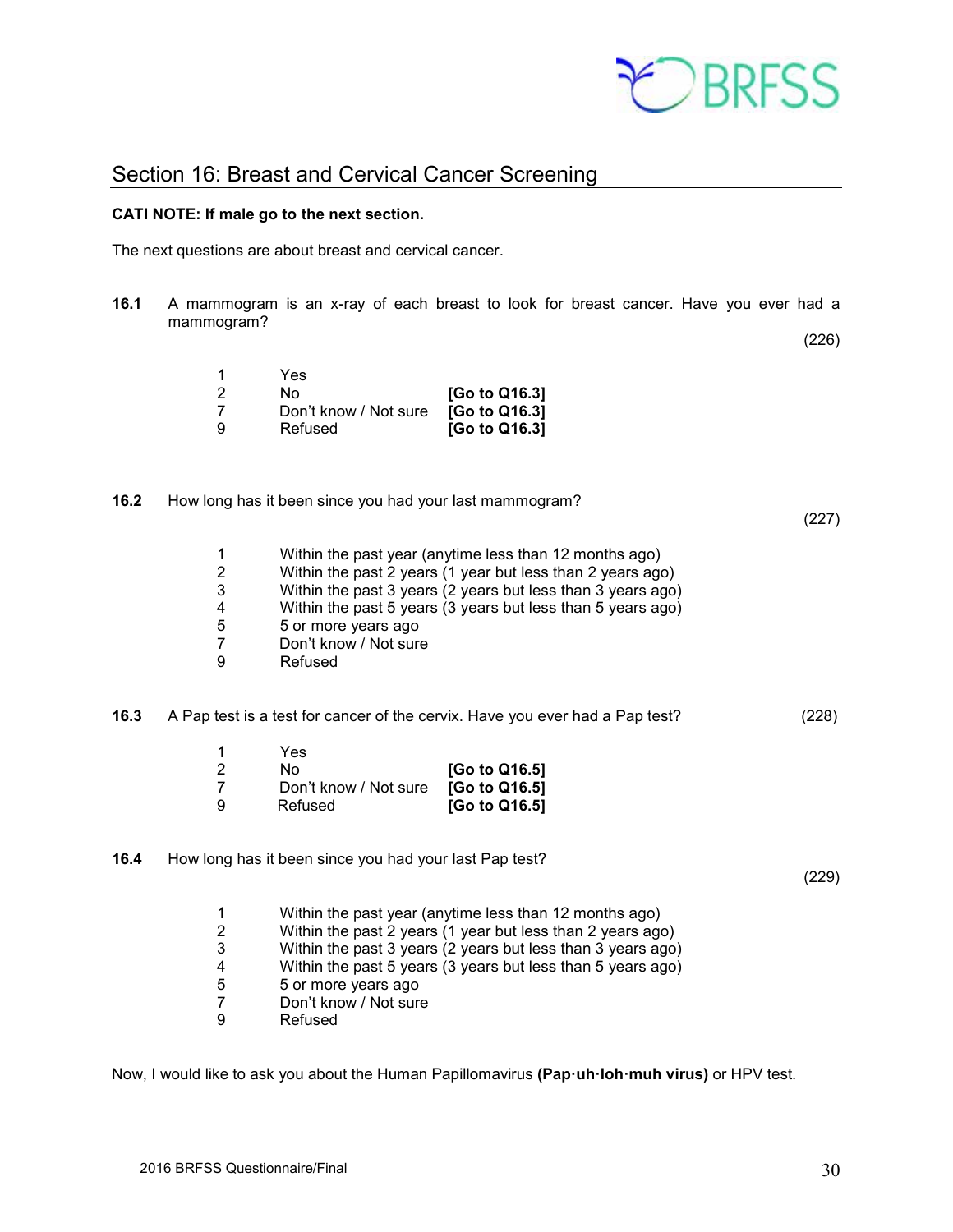## Section 16: Breast and Cervical Cancer Screening

**CATI NOTE: If male go to the next section.**

The next questions are about breast and cervical cancer.

**16.1** A mammogram is an x-ray of each breast to look for breast cancer. Have you ever had a mammogram? (226)

| | | |
|---|---|---|
| 1 | Yes | |
| 2 | No | **[Go to Q16.3]** |
| 7 | Don't know / Not sure | **[Go to Q16.3]** |
| 9 | Refused | **[Go to Q16.3]** |

**16.2** How long has it been since you had your last mammogram? (227)

| | |
|---|---|
| 1 | Within the past year (anytime less than 12 months ago) |
| 2 | Within the past 2 years (1 year but less than 2 years ago) |
| 3 | Within the past 3 years (2 years but less than 3 years ago) |
| 4 | Within the past 5 years (3 years but less than 5 years ago) |
| 5 | 5 or more years ago |
| 7 | Don't know / Not sure |
| 9 | Refused |

**16.3** A Pap test is a test for cancer of the cervix. Have you ever had a Pap test? (228)

| | | |
|---|---|---|
| 1 | Yes | |
| 2 | No | **[Go to Q16.5]** |
| 7 | Don't know / Not sure | **[Go to Q16.5]** |
| 9 | Refused | **[Go to Q16.5]** |

**16.4** How long has it been since you had your last Pap test? (229)

| | |
|---|---|
| 1 | Within the past year (anytime less than 12 months ago) |
| 2 | Within the past 2 years (1 year but less than 2 years ago) |
| 3 | Within the past 3 years (2 years but less than 3 years ago) |
| 4 | Within the past 5 years (3 years but less than 5 years ago) |
| 5 | 5 or more years ago |
| 7 | Don't know / Not sure |
| 9 | Refused |

Now, I would like to ask you about the Human Papillomavirus **(Pap·uh·loh·muh virus)** or HPV test.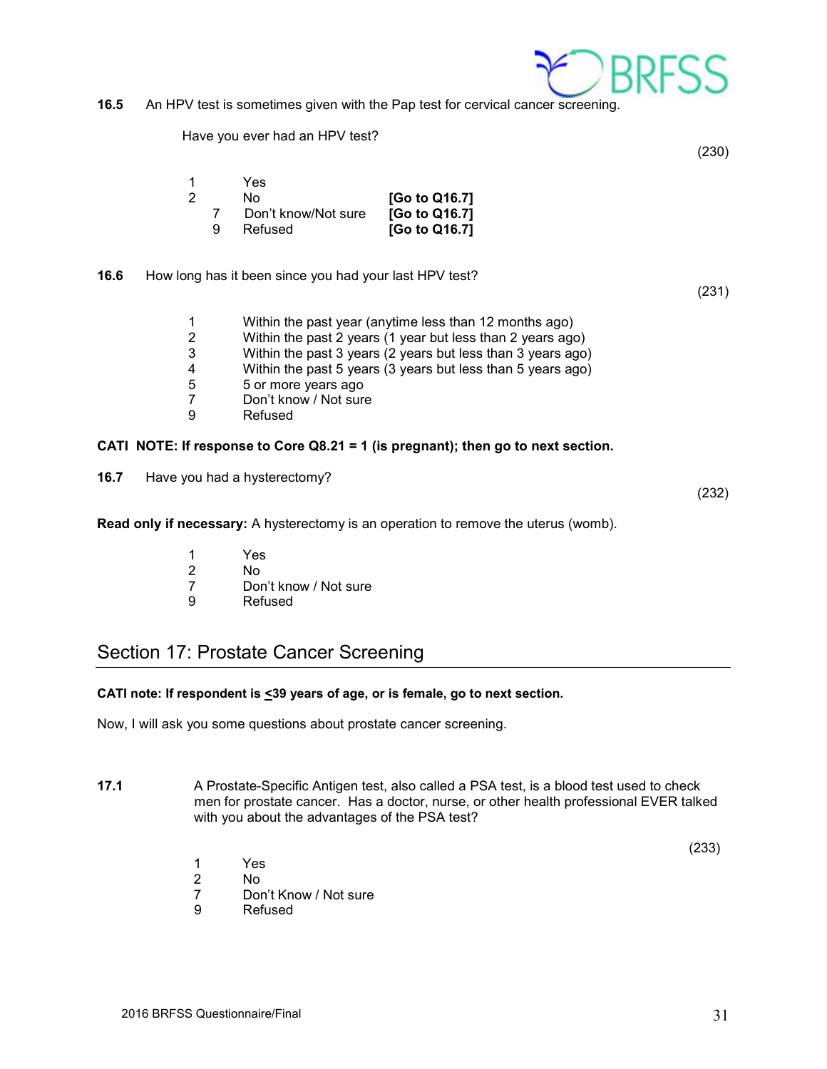**16.5** An HPV test is sometimes given with the Pap test for cervical cancer screening.

Have you ever had an HPV test?

(230)

1 Yes
2 No **[Go to Q16.7]**
7 Don't know/Not sure **[Go to Q16.7]**
9 Refused **[Go to Q16.7]**

**16.6** How long has it been since you had your last HPV test?

(231)

1 Within the past year (anytime less than 12 months ago)
2 Within the past 2 years (1 year but less than 2 years ago)
3 Within the past 3 years (2 years but less than 3 years ago)
4 Within the past 5 years (3 years but less than 5 years ago)
5 5 or more years ago
7 Don't know / Not sure
9 Refused

**CATI NOTE: If response to Core Q8.21 = 1 (is pregnant); then go to next section.**

**16.7** Have you had a hysterectomy?

(232)

**Read only if necessary:** A hysterectomy is an operation to remove the uterus (womb).

1 Yes
2 No
7 Don't know / Not sure
9 Refused

## Section 17: Prostate Cancer Screening

**CATI note: If respondent is ≤39 years of age, or is female, go to next section.**

Now, I will ask you some questions about prostate cancer screening.

**17.1** A Prostate-Specific Antigen test, also called a PSA test, is a blood test used to check men for prostate cancer. Has a doctor, nurse, or other health professional EVER talked with you about the advantages of the PSA test?

(233)

1 Yes
2 No
7 Don't Know / Not sure
9 Refused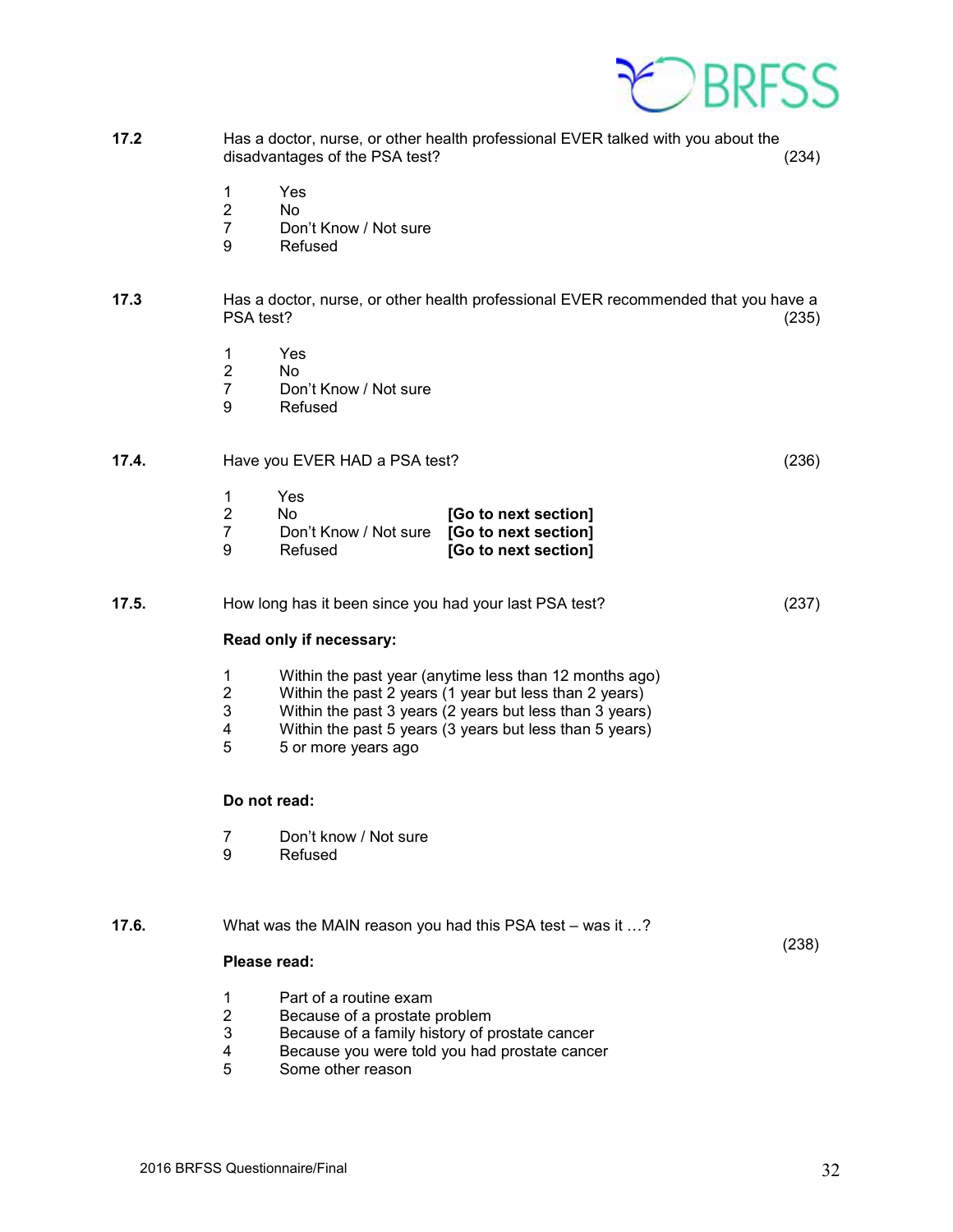**17.2** Has a doctor, nurse, or other health professional EVER talked with you about the disadvantages of the PSA test? (234)

1 Yes
2 No
7 Don't Know / Not sure
9 Refused

**17.3** Has a doctor, nurse, or other health professional EVER recommended that you have a PSA test? (235)

1 Yes
2 No
7 Don't Know / Not sure
9 Refused

**17.4.** Have you EVER HAD a PSA test? (236)

1 Yes
2 No **[Go to next section]**
7 Don't Know / Not sure **[Go to next section]**
9 Refused **[Go to next section]**

**17.5.** How long has it been since you had your last PSA test? (237)

**Read only if necessary:**

1 Within the past year (anytime less than 12 months ago)
2 Within the past 2 years (1 year but less than 2 years)
3 Within the past 3 years (2 years but less than 3 years)
4 Within the past 5 years (3 years but less than 5 years)
5 5 or more years ago

**Do not read:**

7 Don't know / Not sure
9 Refused

**17.6.** What was the MAIN reason you had this PSA test – was it …? (238)

**Please read:**

1 Part of a routine exam
2 Because of a prostate problem
3 Because of a family history of prostate cancer
4 Because you were told you had prostate cancer
5 Some other reason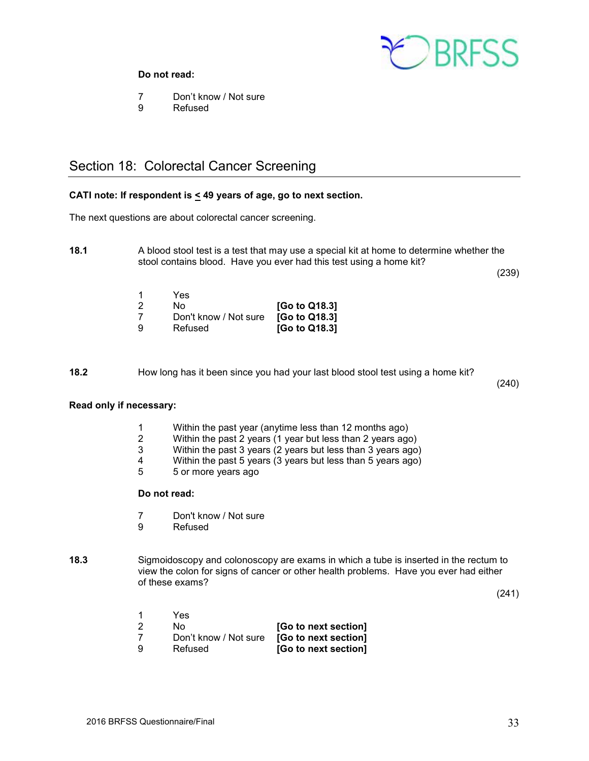**Do not read:**

7 Don't know / Not sure
9 Refused

## Section 18: Colorectal Cancer Screening

**CATI note: If respondent is < 49 years of age, go to next section.**

The next questions are about colorectal cancer screening.

**18.1** A blood stool test is a test that may use a special kit at home to determine whether the stool contains blood. Have you ever had this test using a home kit?

(239)

| | | |
|---|---|---|
| 1 | Yes | |
| 2 | No | **[Go to Q18.3]** |
| 7 | Don't know / Not sure | **[Go to Q18.3]** |
| 9 | Refused | **[Go to Q18.3]** |

**18.2** How long has it been since you had your last blood stool test using a home kit?

(240)

**Read only if necessary:**

1 Within the past year (anytime less than 12 months ago)
2 Within the past 2 years (1 year but less than 2 years ago)
3 Within the past 3 years (2 years but less than 3 years ago)
4 Within the past 5 years (3 years but less than 5 years ago)
5 5 or more years ago

**Do not read:**

7 Don't know / Not sure
9 Refused

**18.3** Sigmoidoscopy and colonoscopy are exams in which a tube is inserted in the rectum to view the colon for signs of cancer or other health problems. Have you ever had either of these exams?

(241)

| | | |
|---|---|---|
| 1 | Yes | |
| 2 | No | **[Go to next section]** |
| 7 | Don't know / Not sure | **[Go to next section]** |
| 9 | Refused | **[Go to next section]** |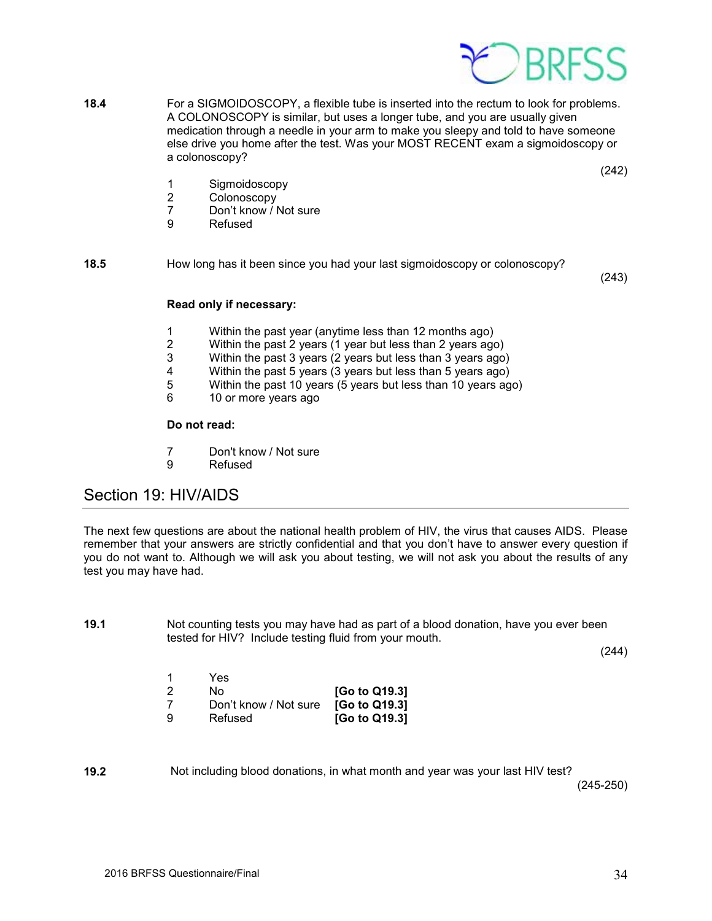**18.4** For a SIGMOIDOSCOPY, a flexible tube is inserted into the rectum to look for problems. A COLONOSCOPY is similar, but uses a longer tube, and you are usually given medication through a needle in your arm to make you sleepy and told to have someone else drive you home after the test. Was your MOST RECENT exam a sigmoidoscopy or a colonoscopy?

(242)

1 Sigmoidoscopy
2 Colonoscopy
7 Don't know / Not sure
9 Refused

**18.5** How long has it been since you had your last sigmoidoscopy or colonoscopy?

(243)

**Read only if necessary:**

1 Within the past year (anytime less than 12 months ago)
2 Within the past 2 years (1 year but less than 2 years ago)
3 Within the past 3 years (2 years but less than 3 years ago)
4 Within the past 5 years (3 years but less than 5 years ago)
5 Within the past 10 years (5 years but less than 10 years ago)
6 10 or more years ago

**Do not read:**

7 Don't know / Not sure
9 Refused

## Section 19: HIV/AIDS

The next few questions are about the national health problem of HIV, the virus that causes AIDS. Please remember that your answers are strictly confidential and that you don't have to answer every question if you do not want to. Although we will ask you about testing, we will not ask you about the results of any test you may have had.

**19.1** Not counting tests you may have had as part of a blood donation, have you ever been tested for HIV? Include testing fluid from your mouth.

(244)

1 Yes
2 No **[Go to Q19.3]**
7 Don't know / Not sure **[Go to Q19.3]**
9 Refused **[Go to Q19.3]**

**19.2** Not including blood donations, in what month and year was your last HIV test?

(245-250)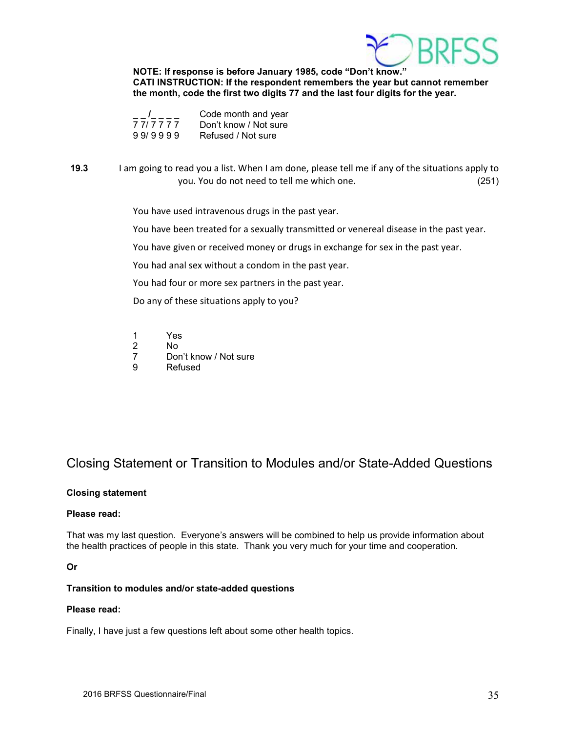**NOTE: If response is before January 1985, code "Don't know."**
**CATI INSTRUCTION: If the respondent remembers the year but cannot remember the month, code the first two digits 77 and the last four digits for the year.**

| | |
|---|---|
| _ _/_ _ _ _ | Code month and year |
| 7 7/ 7 7 7 7 | Don't know / Not sure |
| 9 9/ 9 9 9 9 | Refused / Not sure |

**19.3** I am going to read you a list. When I am done, please tell me if any of the situations apply to you. You do not need to tell me which one. (251)

You have used intravenous drugs in the past year.

You have been treated for a sexually transmitted or venereal disease in the past year.

You have given or received money or drugs in exchange for sex in the past year.

You had anal sex without a condom in the past year.

You had four or more sex partners in the past year.

Do any of these situations apply to you?

| | |
|---|---|
| 1 | Yes |
| 2 | No |
| 7 | Don't know / Not sure |
| 9 | Refused |

## Closing Statement or Transition to Modules and/or State-Added Questions

**Closing statement**

**Please read:**

That was my last question. Everyone's answers will be combined to help us provide information about the health practices of people in this state. Thank you very much for your time and cooperation.

**Or**

**Transition to modules and/or state-added questions**

**Please read:**

Finally, I have just a few questions left about some other health topics.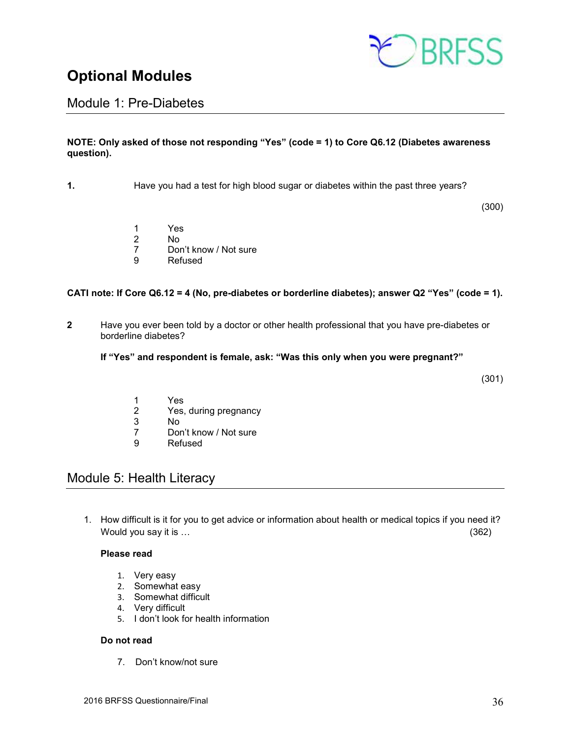# Optional Modules

## Module 1: Pre-Diabetes

**NOTE: Only asked of those not responding "Yes" (code = 1) to Core Q6.12 (Diabetes awareness question).**

**1.** Have you had a test for high blood sugar or diabetes within the past three years?

(300)

1 Yes
2 No
7 Don't know / Not sure
9 Refused

**CATI note: If Core Q6.12 = 4 (No, pre-diabetes or borderline diabetes); answer Q2 "Yes" (code = 1).**

**2** Have you ever been told by a doctor or other health professional that you have pre-diabetes or borderline diabetes?

**If "Yes" and respondent is female, ask: "Was this only when you were pregnant?"**

(301)

1 Yes
2 Yes, during pregnancy
3 No
7 Don't know / Not sure
9 Refused

## Module 5: Health Literacy

1. How difficult is it for you to get advice or information about health or medical topics if you need it? Would you say it is … (362)

**Please read**

1. Very easy
2. Somewhat easy
3. Somewhat difficult
4. Very difficult
5. I don't look for health information

**Do not read**

7. Don't know/not sure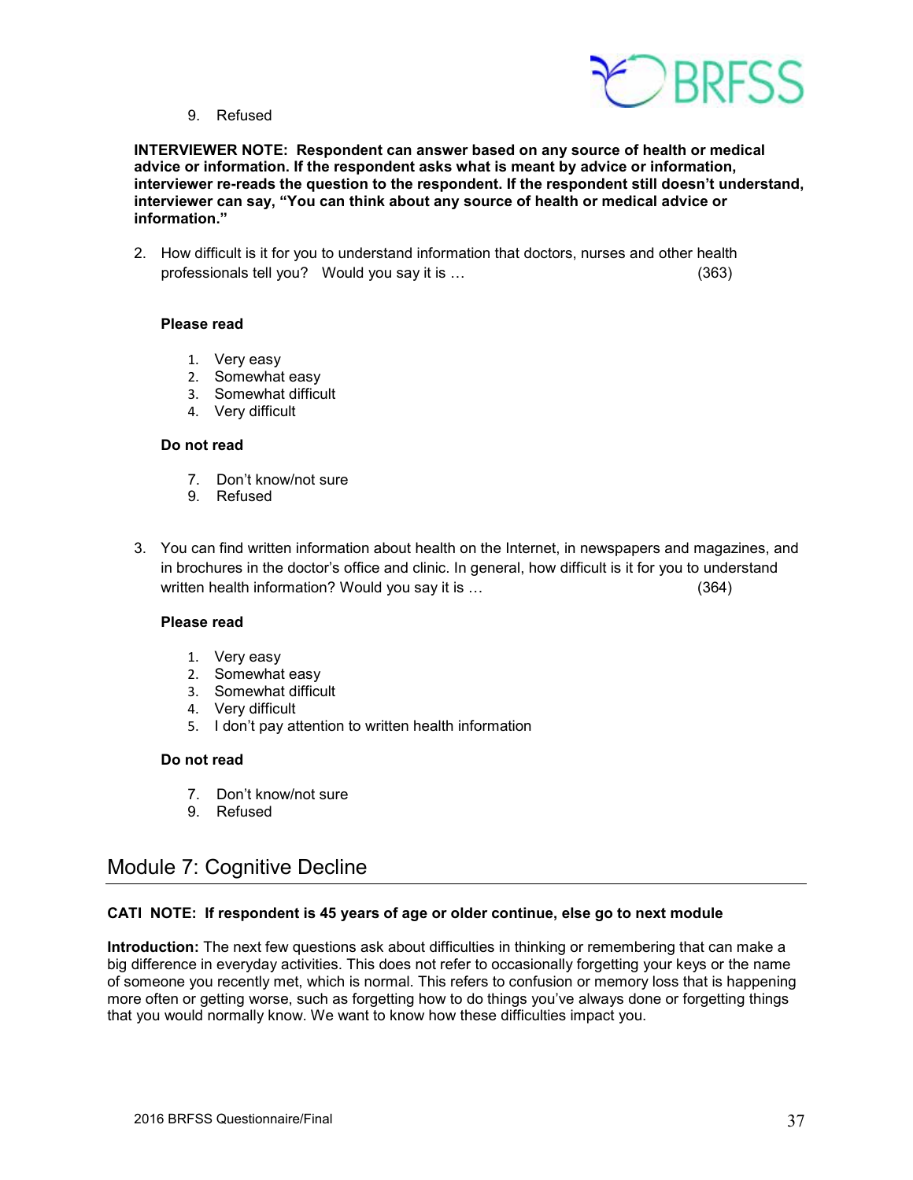9. Refused

**INTERVIEWER NOTE: Respondent can answer based on any source of health or medical advice or information. If the respondent asks what is meant by advice or information, interviewer re-reads the question to the respondent. If the respondent still doesn't understand, interviewer can say, "You can think about any source of health or medical advice or information."**

2. How difficult is it for you to understand information that doctors, nurses and other health professionals tell you? Would you say it is … (363)

**Please read**

1. Very easy
2. Somewhat easy
3. Somewhat difficult
4. Very difficult

**Do not read**

7. Don't know/not sure
9. Refused

3. You can find written information about health on the Internet, in newspapers and magazines, and in brochures in the doctor's office and clinic. In general, how difficult is it for you to understand written health information? Would you say it is … (364)

**Please read**

1. Very easy
2. Somewhat easy
3. Somewhat difficult
4. Very difficult
5. I don't pay attention to written health information

**Do not read**

7. Don't know/not sure
9. Refused

## Module 7: Cognitive Decline

**CATI NOTE: If respondent is 45 years of age or older continue, else go to next module**

**Introduction:** The next few questions ask about difficulties in thinking or remembering that can make a big difference in everyday activities. This does not refer to occasionally forgetting your keys or the name of someone you recently met, which is normal. This refers to confusion or memory loss that is happening more often or getting worse, such as forgetting how to do things you've always done or forgetting things that you would normally know. We want to know how these difficulties impact you.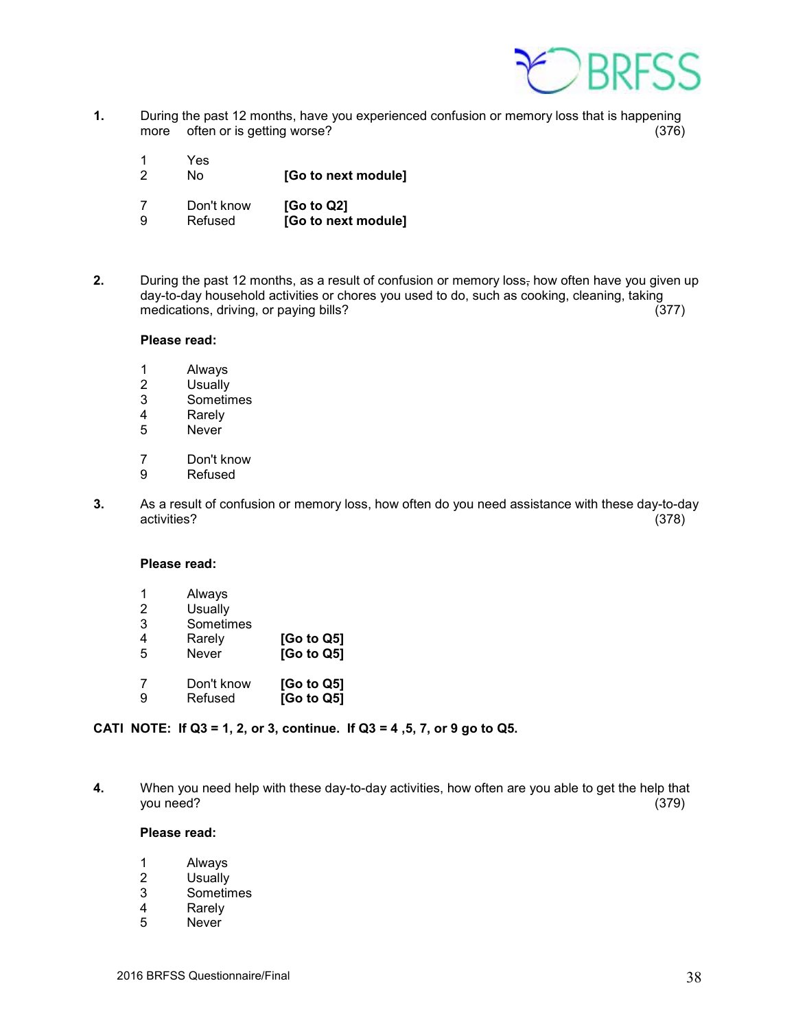**1.** During the past 12 months, have you experienced confusion or memory loss that is happening more often or is getting worse? (376)

| | | |
|---|---|---|
| 1 | Yes | |
| 2 | No | **[Go to next module]** |
| 7 | Don't know | **[Go to Q2]** |
| 9 | Refused | **[Go to next module]** |

**2.** During the past 12 months, as a result of confusion or memory loss, how often have you given up day-to-day household activities or chores you used to do, such as cooking, cleaning, taking medications, driving, or paying bills? (377)

**Please read:**

| | |
|---|---|
| 1 | Always |
| 2 | Usually |
| 3 | Sometimes |
| 4 | Rarely |
| 5 | Never |
| 7 | Don't know |
| 9 | Refused |

**3.** As a result of confusion or memory loss, how often do you need assistance with these day-to-day activities? (378)

**Please read:**

| | | |
|---|---|---|
| 1 | Always | |
| 2 | Usually | |
| 3 | Sometimes | |
| 4 | Rarely | **[Go to Q5]** |
| 5 | Never | **[Go to Q5]** |
| 7 | Don't know | **[Go to Q5]** |
| 9 | Refused | **[Go to Q5]** |

**CATI NOTE: If Q3 = 1, 2, or 3, continue. If Q3 = 4 ,5, 7, or 9 go to Q5.**

**4.** When you need help with these day-to-day activities, how often are you able to get the help that you need? (379)

**Please read:**

| | |
|---|---|
| 1 | Always |
| 2 | Usually |
| 3 | Sometimes |
| 4 | Rarely |
| 5 | Never |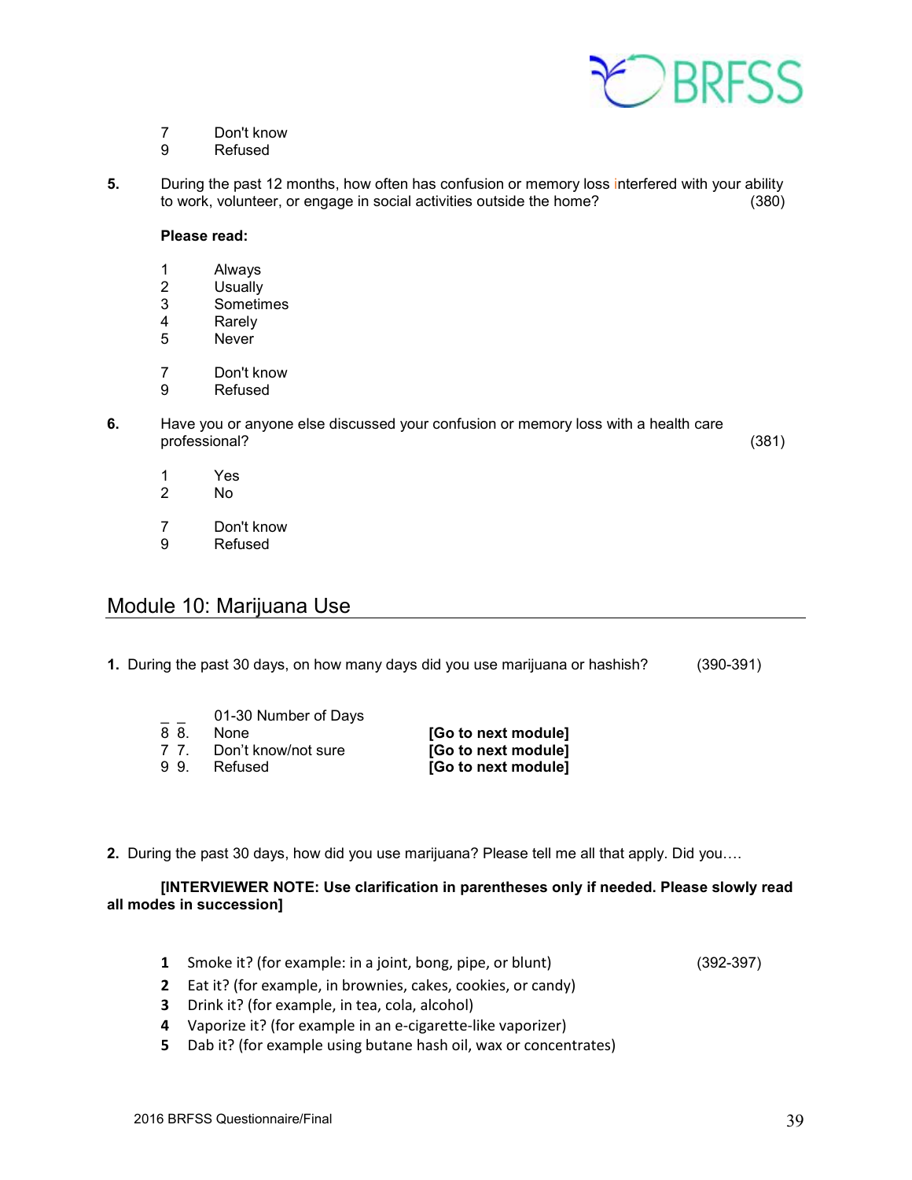7 Don't know
9 Refused

**5.** During the past 12 months, how often has confusion or memory loss interfered with your ability to work, volunteer, or engage in social activities outside the home? (380)

**Please read:**

1 Always
2 Usually
3 Sometimes
4 Rarely
5 Never

7 Don't know
9 Refused

**6.** Have you or anyone else discussed your confusion or memory loss with a health care professional? (381)

1 Yes
2 No

7 Don't know
9 Refused

## Module 10: Marijuana Use

**1.** During the past 30 days, on how many days did you use marijuana or hashish? (390-391)

_ _ 01-30 Number of Days
8 8. None **[Go to next module]**
7 7. Don't know/not sure **[Go to next module]**
9 9. Refused **[Go to next module]**

**2.** During the past 30 days, how did you use marijuana? Please tell me all that apply. Did you….

**[INTERVIEWER NOTE: Use clarification in parentheses only if needed. Please slowly read all modes in succession]**

**1** Smoke it? (for example: in a joint, bong, pipe, or blunt) (392-397)
**2** Eat it? (for example, in brownies, cakes, cookies, or candy)
**3** Drink it? (for example, in tea, cola, alcohol)
**4** Vaporize it? (for example in an e-cigarette-like vaporizer)
**5** Dab it? (for example using butane hash oil, wax or concentrates)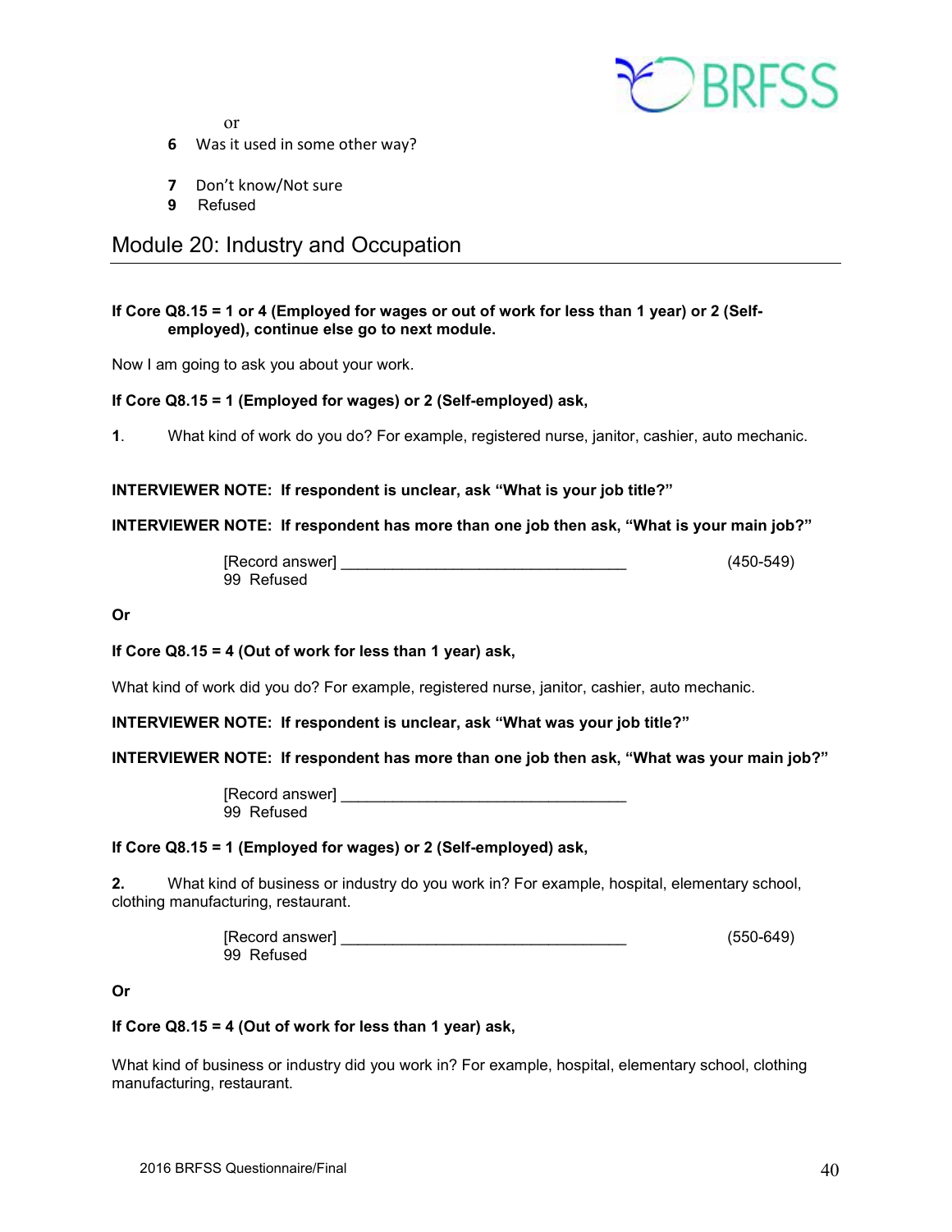or

**6** Was it used in some other way?

**7** Don't know/Not sure
**9** Refused

## Module 20: Industry and Occupation

**If Core Q8.15 = 1 or 4 (Employed for wages or out of work for less than 1 year) or 2 (Self-employed), continue else go to next module.**

Now I am going to ask you about your work.

**If Core Q8.15 = 1 (Employed for wages) or 2 (Self-employed) ask,**

**1**. What kind of work do you do? For example, registered nurse, janitor, cashier, auto mechanic.

**INTERVIEWER NOTE: If respondent is unclear, ask "What is your job title?"**

**INTERVIEWER NOTE: If respondent has more than one job then ask, "What is your main job?"**

[Record answer] ________________________________ (450-549)
99 Refused

**Or**

**If Core Q8.15 = 4 (Out of work for less than 1 year) ask,**

What kind of work did you do? For example, registered nurse, janitor, cashier, auto mechanic.

**INTERVIEWER NOTE: If respondent is unclear, ask "What was your job title?"**

**INTERVIEWER NOTE: If respondent has more than one job then ask, "What was your main job?"**

[Record answer] ________________________________
99 Refused

**If Core Q8.15 = 1 (Employed for wages) or 2 (Self-employed) ask,**

**2.** What kind of business or industry do you work in? For example, hospital, elementary school, clothing manufacturing, restaurant.

[Record answer] ________________________________ (550-649)
99 Refused

**Or**

**If Core Q8.15 = 4 (Out of work for less than 1 year) ask,**

What kind of business or industry did you work in? For example, hospital, elementary school, clothing manufacturing, restaurant.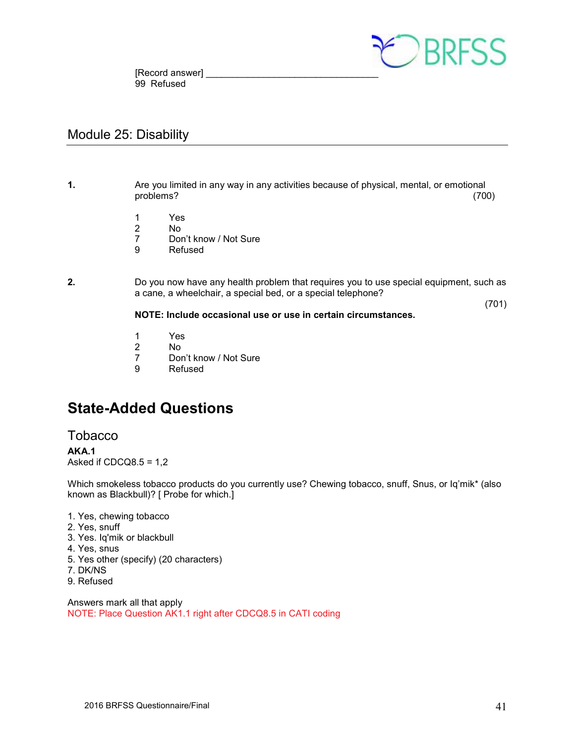[Record answer] ________________________________
99 Refused

## Module 25: Disability

**1.** Are you limited in any way in any activities because of physical, mental, or emotional problems? (700)

1 Yes
2 No
7 Don't know / Not Sure
9 Refused

**2.** Do you now have any health problem that requires you to use special equipment, such as a cane, a wheelchair, a special bed, or a special telephone? (701)

**NOTE: Include occasional use or use in certain circumstances.**

1 Yes
2 No
7 Don't know / Not Sure
9 Refused

# State-Added Questions

## Tobacco

**AKA.1**
Asked if CDCQ8.5 = 1,2

Which smokeless tobacco products do you currently use? Chewing tobacco, snuff, Snus, or Iq'mik* (also known as Blackbull)? [ Probe for which.]

1. Yes, chewing tobacco
2. Yes, snuff
3. Yes. Iq'mik or blackbull
4. Yes, snus
5. Yes other (specify) (20 characters)
7. DK/NS
9. Refused

Answers mark all that apply
NOTE: Place Question AK1.1 right after CDCQ8.5 in CATI coding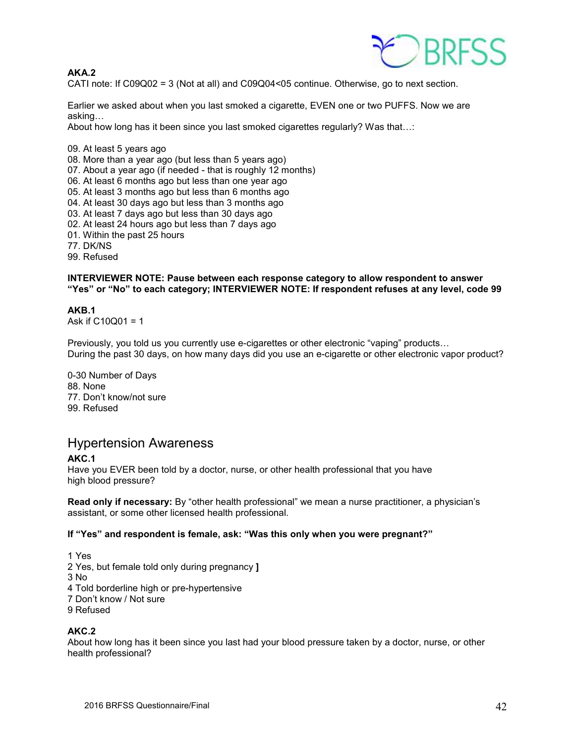**AKA.2**
CATI note: If C09Q02 = 3 (Not at all) and C09Q04<05 continue. Otherwise, go to next section.

Earlier we asked about when you last smoked a cigarette, EVEN one or two PUFFS. Now we are asking…
About how long has it been since you last smoked cigarettes regularly? Was that…:

09. At least 5 years ago
08. More than a year ago (but less than 5 years ago)
07. About a year ago (if needed - that is roughly 12 months)
06. At least 6 months ago but less than one year ago
05. At least 3 months ago but less than 6 months ago
04. At least 30 days ago but less than 3 months ago
03. At least 7 days ago but less than 30 days ago
02. At least 24 hours ago but less than 7 days ago
01. Within the past 25 hours
77. DK/NS
99. Refused

**INTERVIEWER NOTE: Pause between each response category to allow respondent to answer "Yes" or "No" to each category; INTERVIEWER NOTE: If respondent refuses at any level, code 99**

**AKB.1**
Ask if C10Q01 = 1

Previously, you told us you currently use e-cigarettes or other electronic "vaping" products…
During the past 30 days, on how many days did you use an e-cigarette or other electronic vapor product?

0-30 Number of Days
88. None
77. Don't know/not sure
99. Refused

## Hypertension Awareness

**AKC.1**
Have you EVER been told by a doctor, nurse, or other health professional that you have high blood pressure?

**Read only if necessary:** By "other health professional" we mean a nurse practitioner, a physician's assistant, or some other licensed health professional.

**If "Yes" and respondent is female, ask: "Was this only when you were pregnant?"**

1 Yes
2 Yes, but female told only during pregnancy **]**
3 No
4 Told borderline high or pre-hypertensive
7 Don't know / Not sure
9 Refused

**AKC.2**
About how long has it been since you last had your blood pressure taken by a doctor, nurse, or other health professional?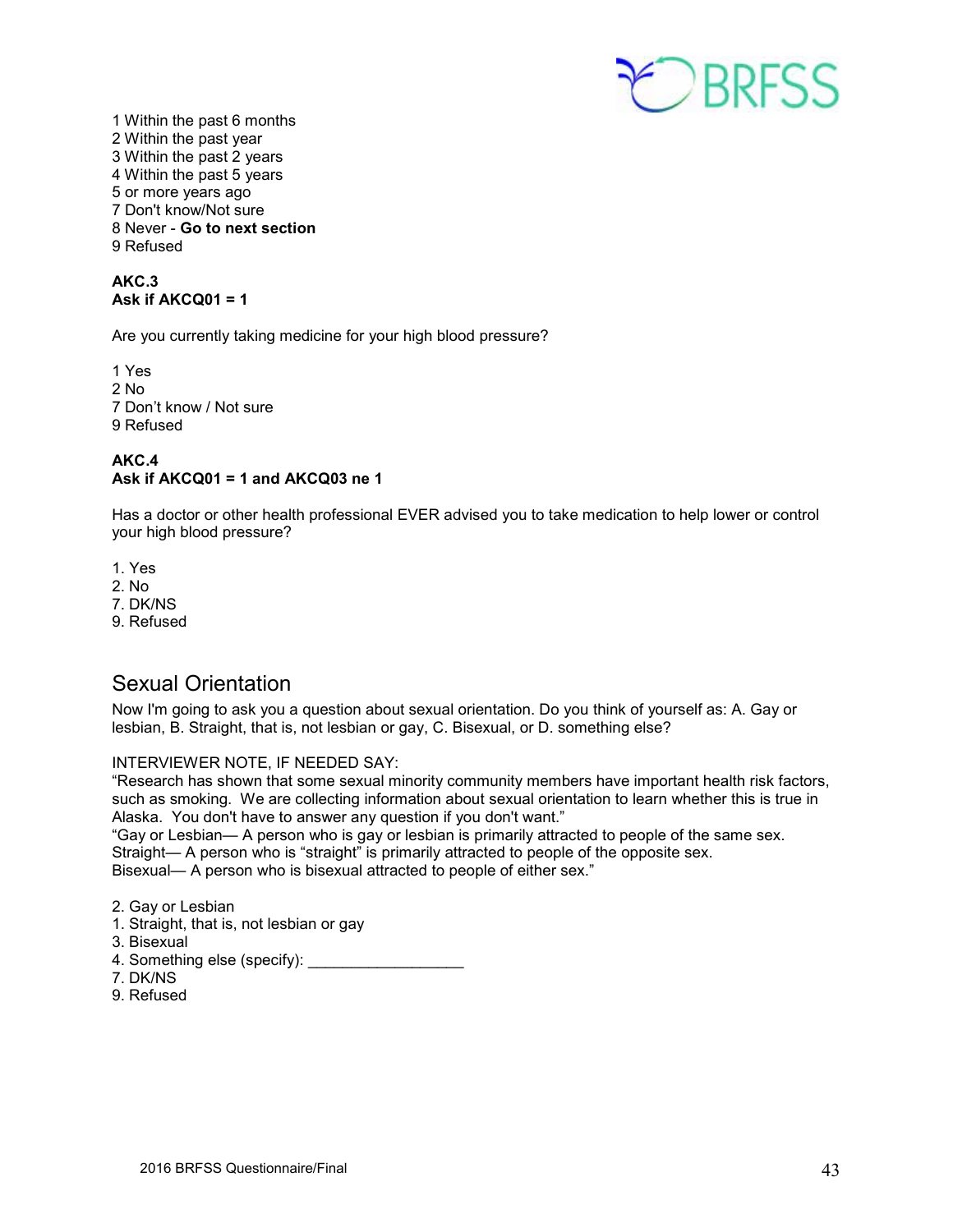1 Within the past 6 months
2 Within the past year
3 Within the past 2 years
4 Within the past 5 years
5 or more years ago
7 Don't know/Not sure
8 Never - **Go to next section**
9 Refused

**AKC.3**
**Ask if AKCQ01 = 1**

Are you currently taking medicine for your high blood pressure?

1 Yes
2 No
7 Don't know / Not sure
9 Refused

**AKC.4**
**Ask if AKCQ01 = 1 and AKCQ03 ne 1**

Has a doctor or other health professional EVER advised you to take medication to help lower or control your high blood pressure?

1. Yes
2. No
7. DK/NS
9. Refused

## Sexual Orientation

Now I'm going to ask you a question about sexual orientation. Do you think of yourself as: A. Gay or lesbian, B. Straight, that is, not lesbian or gay, C. Bisexual, or D. something else?

INTERVIEWER NOTE, IF NEEDED SAY:
"Research has shown that some sexual minority community members have important health risk factors, such as smoking. We are collecting information about sexual orientation to learn whether this is true in Alaska. You don't have to answer any question if you don't want."
"Gay or Lesbian— A person who is gay or lesbian is primarily attracted to people of the same sex.
Straight— A person who is "straight" is primarily attracted to people of the opposite sex.
Bisexual— A person who is bisexual attracted to people of either sex."

2. Gay or Lesbian
1. Straight, that is, not lesbian or gay
3. Bisexual
4. Something else (specify): __________________
7. DK/NS
9. Refused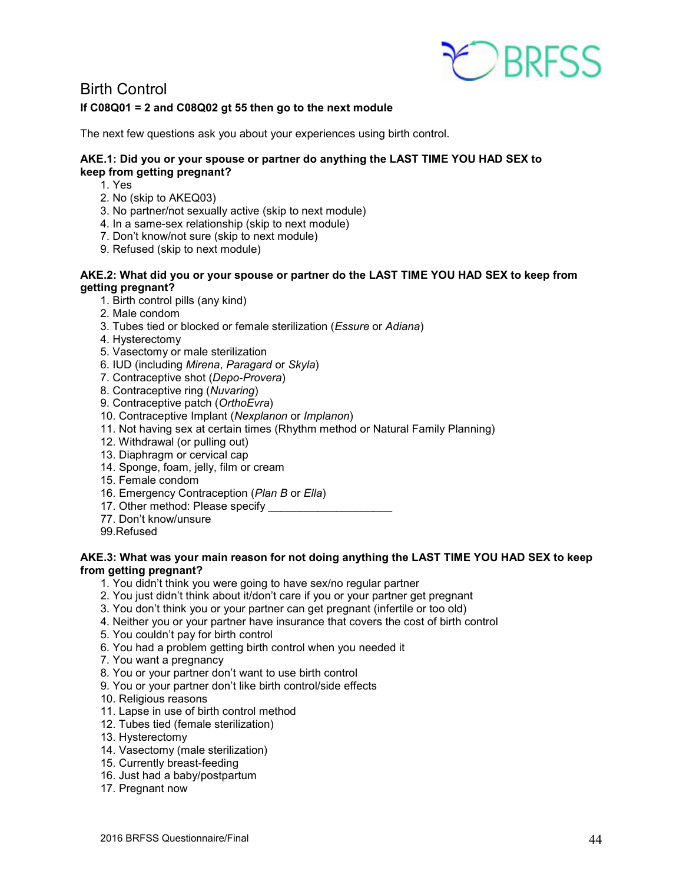## Birth Control

**If C08Q01 = 2 and C08Q02 gt 55 then go to the next module**

The next few questions ask you about your experiences using birth control.

**AKE.1: Did you or your spouse or partner do anything the LAST TIME YOU HAD SEX to keep from getting pregnant?**

1. Yes
2. No (skip to AKEQ03)
3. No partner/not sexually active (skip to next module)
4. In a same-sex relationship (skip to next module)
7. Don't know/not sure (skip to next module)
9. Refused (skip to next module)

**AKE.2: What did you or your spouse or partner do the LAST TIME YOU HAD SEX to keep from getting pregnant?**

1. Birth control pills (any kind)
2. Male condom
3. Tubes tied or blocked or female sterilization (*Essure* or *Adiana*)
4. Hysterectomy
5. Vasectomy or male sterilization
6. IUD (including *Mirena*, *Paragard* or *Skyla*)
7. Contraceptive shot (*Depo-Provera*)
8. Contraceptive ring (*Nuvaring*)
9. Contraceptive patch (*OrthoEvra*)
10. Contraceptive Implant (*Nexplanon* or *Implanon*)
11. Not having sex at certain times (Rhythm method or Natural Family Planning)
12. Withdrawal (or pulling out)
13. Diaphragm or cervical cap
14. Sponge, foam, jelly, film or cream
15. Female condom
16. Emergency Contraception (*Plan B* or *Ella*)
17. Other method: Please specify ____________________
77. Don't know/unsure
99. Refused

**AKE.3: What was your main reason for not doing anything the LAST TIME YOU HAD SEX to keep from getting pregnant?**

1. You didn't think you were going to have sex/no regular partner
2. You just didn't think about it/don't care if you or your partner get pregnant
3. You don't think you or your partner can get pregnant (infertile or too old)
4. Neither you or your partner have insurance that covers the cost of birth control
5. You couldn't pay for birth control
6. You had a problem getting birth control when you needed it
7. You want a pregnancy
8. You or your partner don't want to use birth control
9. You or your partner don't like birth control/side effects
10. Religious reasons
11. Lapse in use of birth control method
12. Tubes tied (female sterilization)
13. Hysterectomy
14. Vasectomy (male sterilization)
15. Currently breast-feeding
16. Just had a baby/postpartum
17. Pregnant now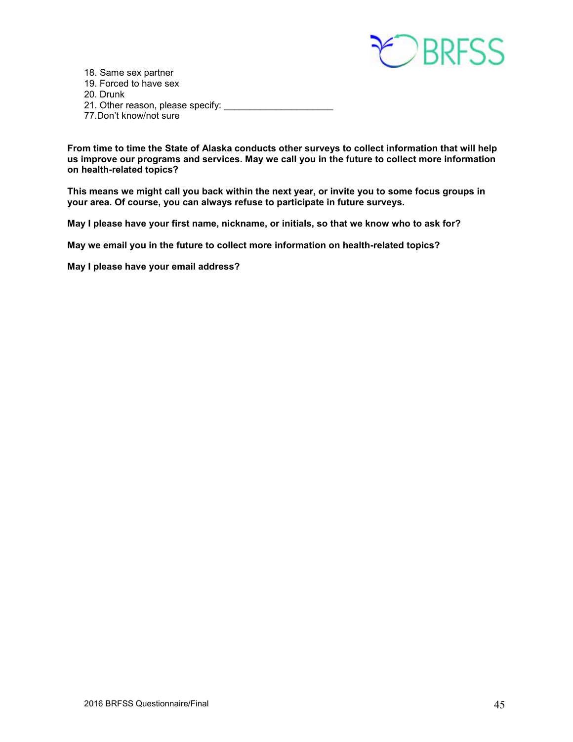18. Same sex partner
19. Forced to have sex
20. Drunk
21. Other reason, please specify: ____________________
77.Don't know/not sure

**From time to time the State of Alaska conducts other surveys to collect information that will help us improve our programs and services. May we call you in the future to collect more information on health-related topics?**

**This means we might call you back within the next year, or invite you to some focus groups in your area. Of course, you can always refuse to participate in future surveys.**

**May I please have your first name, nickname, or initials, so that we know who to ask for?**

**May we email you in the future to collect more information on health-related topics?**

**May I please have your email address?**